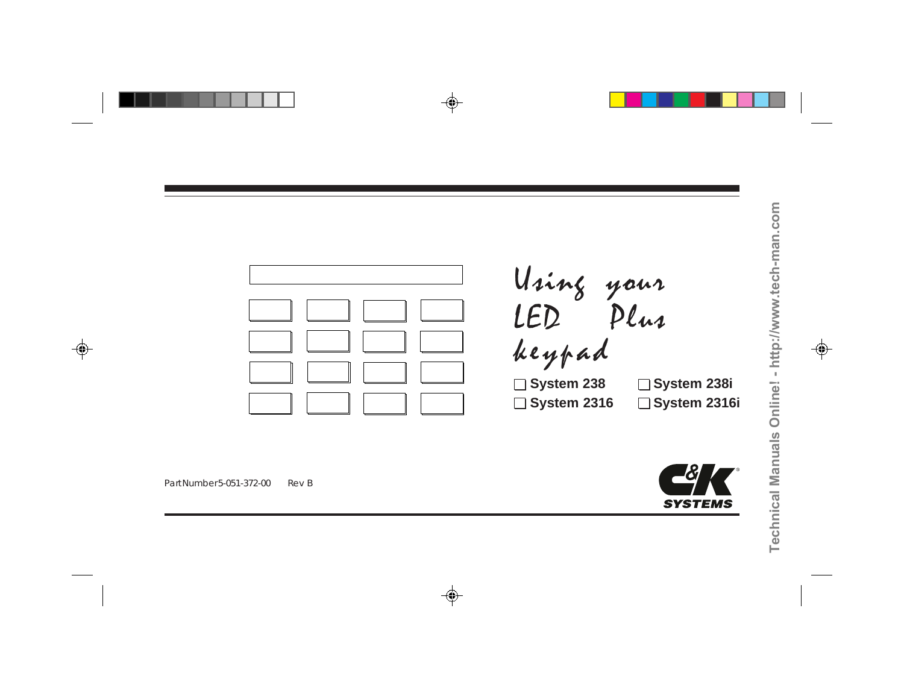# Using your LED Plus keypad

- ☐ System 238
- ☐ System 238i
- ☐ System 2316
- ☐ System 2316i

Part Number 5-051-372-00     Rev B

C&K SYSTEMS

Technical Manuals Online! - http://www.tech-man.com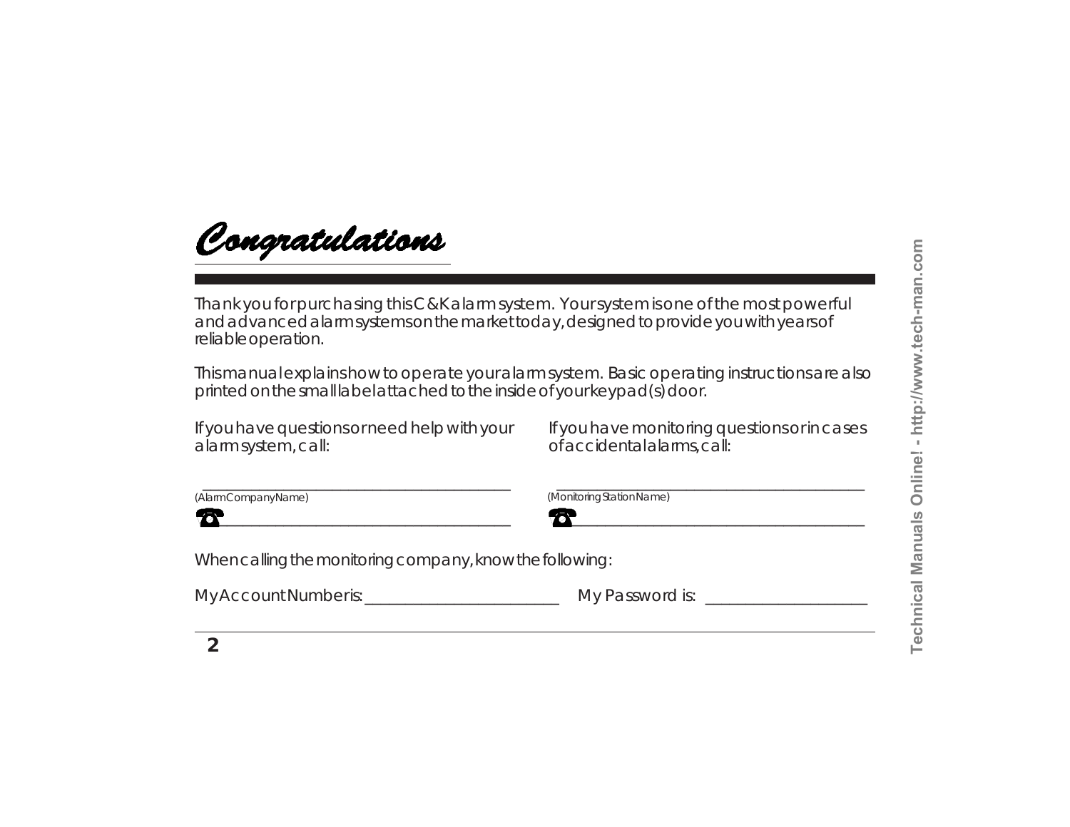# Congratulations

Thank you for purchasing this C&K alarm system. Your system is one of the most powerful and advanced alarm systems on the market today, designed to provide you with years of reliable operation.

This manual explains how to operate your alarm system. Basic operating instructions are also printed on the small label attached to the inside of your keypad(s) door.

If you have questions or need help with your alarm system, call:

___________________________________
(Alarm Company Name)

☎ ___________________________________

If you have monitoring questions or in cases of accidental alarms, call:

___________________________________
(Monitoring Station Name)

☎ ___________________________________

When calling the monitoring company, know the following:

My Account Number is: ______________________ My Password is: ____________________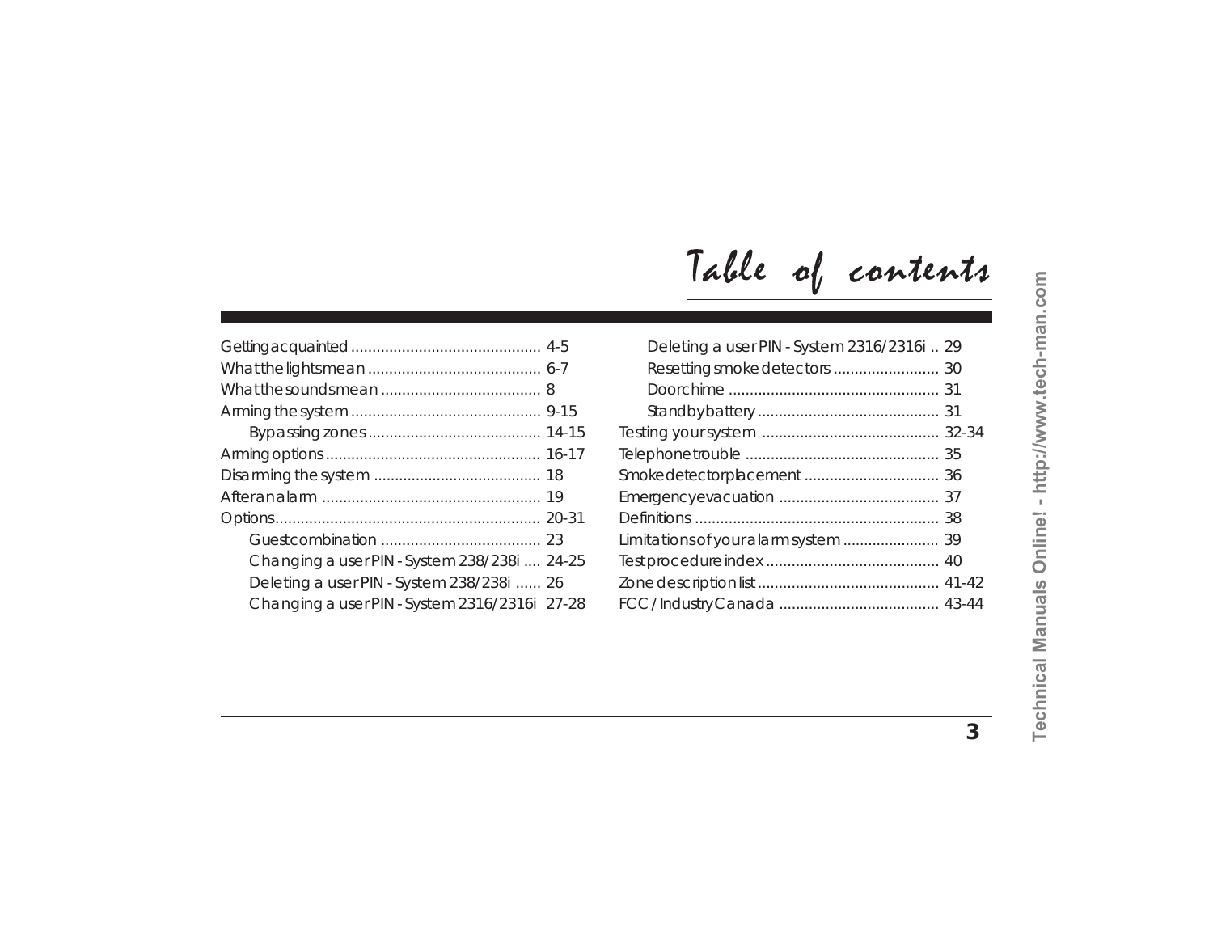# Table of contents

- Getting acquainted ............................................ 4-5
- What the lights mean ......................................... 6-7
- What the sounds mean ...................................... 8
- Arming the system ............................................ 9-15
  - Bypassing zones ......................................... 14-15
- Arming options .................................................. 16-17
- Disarming the system ....................................... 18
- After an alarm ................................................... 19
- Options.............................................................. 20-31
  - Guest combination ...................................... 23
  - Changing a user PIN - System 238/238i .... 24-25
  - Deleting a user PIN - System 238/238i ...... 26
  - Changing a user PIN - System 2316/2316i 27-28
  - Deleting a user PIN - System 2316/2316i .. 29
  - Resetting smoke detectors ......................... 30
  - Doorchime ................................................. 31
  - Standby battery ........................................... 31
- Testing your system ......................................... 32-34
- Telephone trouble ............................................. 35
- Smoke detector placement ................................ 36
- Emergency evacuation ..................................... 37
- Definitions ......................................................... 38
- Limitations of your alarm system ....................... 39
- Test procedure index ......................................... 40
- Zone description list ........................................... 41-42
- FCC / Industry Canada ...................................... 43-44

Technical Manuals Online! - http://www.tech-man.com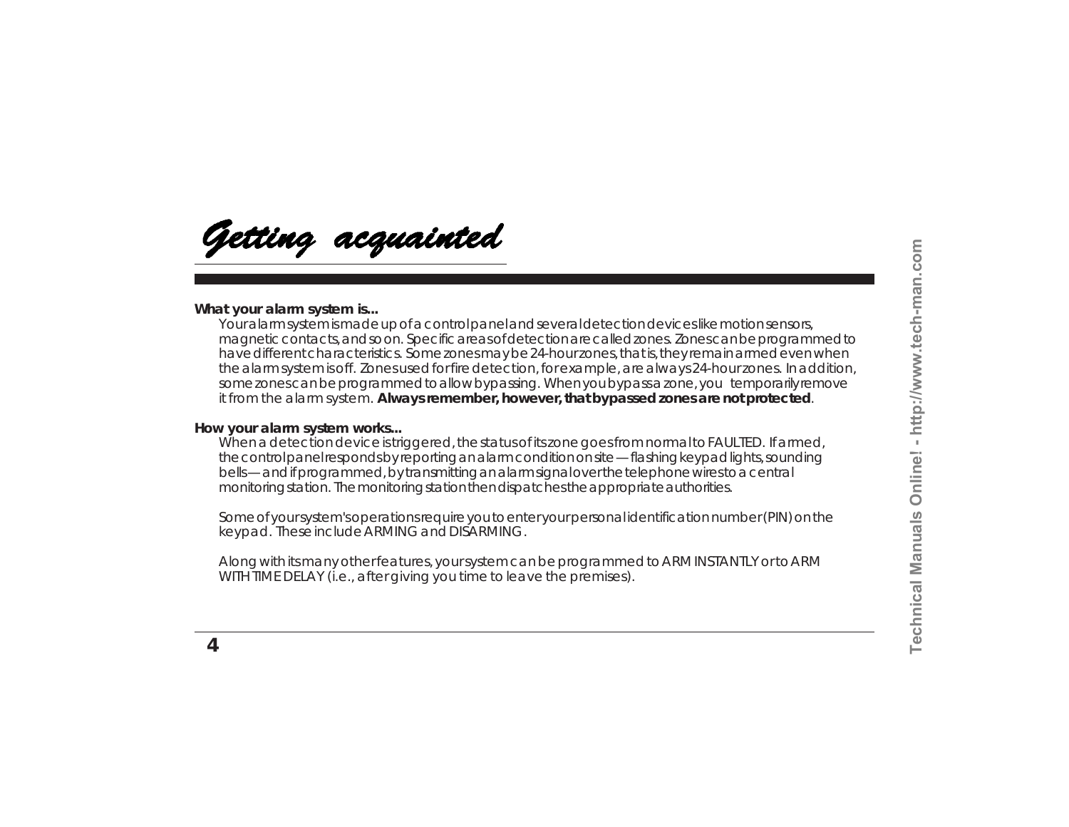# Getting acquainted

**What your alarm system is...**

Your alarm system is made up of a control panel and several detection devices like motion sensors, magnetic contacts, and so on. Specific areas of detection are called zones. Zones can be programmed to have different characteristics. Some zones may be 24-hour zones, that is, they remain armed even when the alarm system is off. Zones used for fire detection, for example, are always 24-hour zones. In addition, some zones can be programmed to allow bypassing. When you bypass a zone, you temporarily remove it from the alarm system. **Always remember, however, that bypassed zones are not protected**.

**How your alarm system works...**

When a detection device is triggered, the status of its zone goes from normal to FAULTED. If armed, the control panel responds by reporting an alarm condition on site — flashing keypad lights, sounding bells — and if programmed, by transmitting an alarm signal over the telephone wires to a central monitoring station. The monitoring station then dispatches the appropriate authorities.

Some of your system's operations require you to enter your personal identification number (PIN) on the keypad. These include ARMING and DISARMING.

Along with its many other features, your system can be programmed to ARM INSTANTLY or to ARM WITH TIME DELAY (i.e., after giving you time to leave the premises).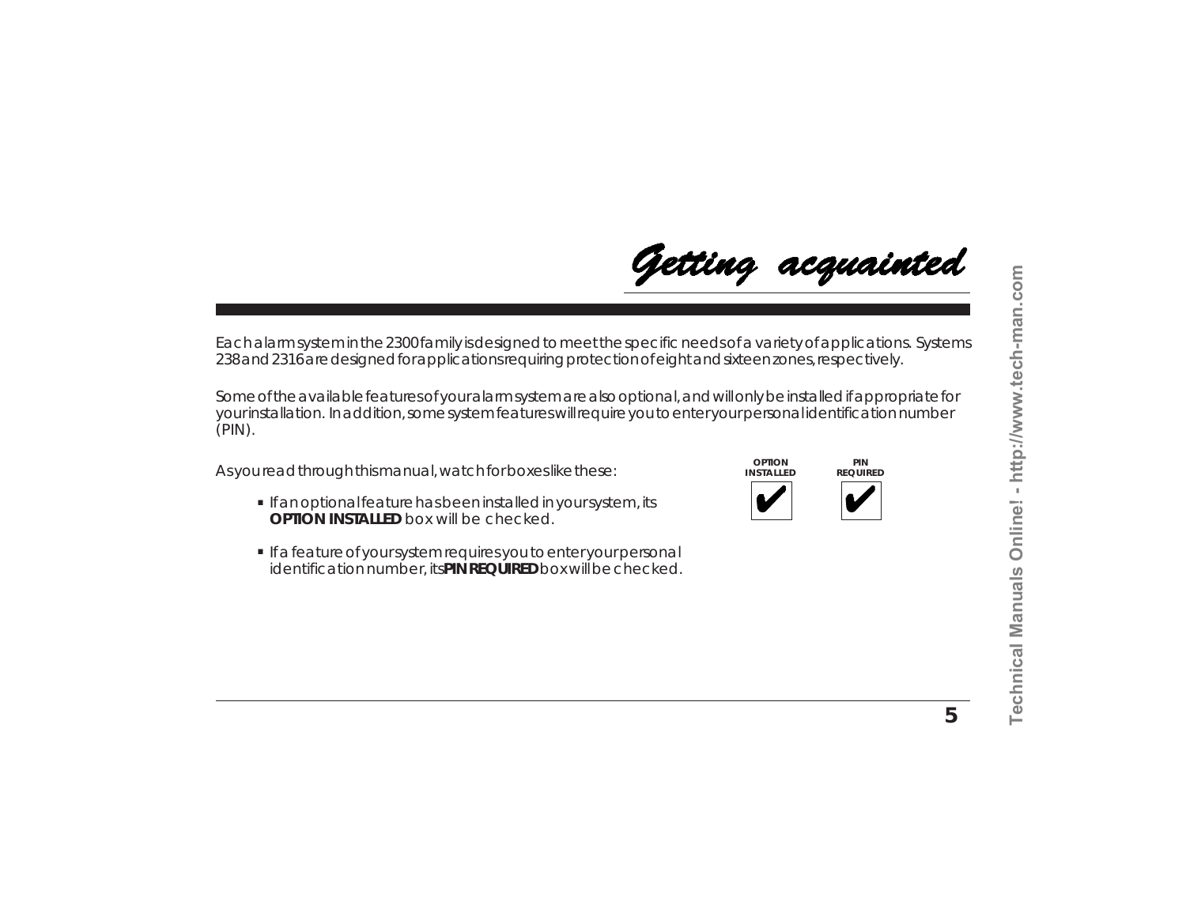# Getting acquainted

Each alarm system in the 2300 family is designed to meet the specific needs of a variety of applications. Systems 238 and 2316 are designed for applications requiring protection of eight and sixteen zones, respectively.

Some of the available features of your alarm system are also optional, and will only be installed if appropriate for your installation. In addition, some system features will require you to enter your personal identification number (PIN).

As you read through this manual, watch for boxes like these:

| OPTION INSTALLED | PIN REQUIRED |
|---|---|
| ✔ | ✔ |

- If an optional feature has been installed in your system, its **OPTION INSTALLED** box will be checked.
- If a feature of your system requires you to enter your personal identification number, its **PIN REQUIRED** box will be checked.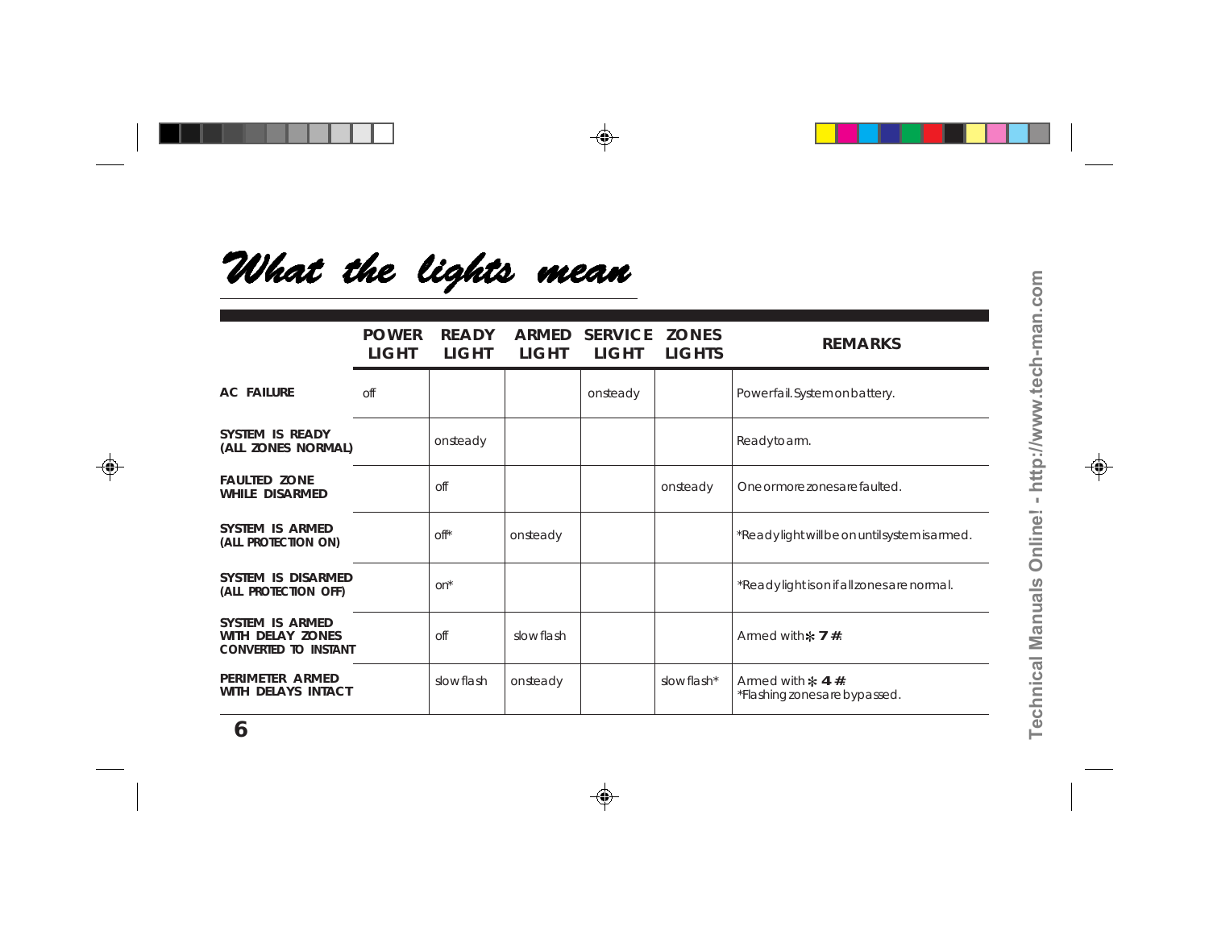# What the lights mean

| | POWER LIGHT | READY LIGHT | ARMED LIGHT | SERVICE LIGHT | ZONES LIGHTS | REMARKS |
|---|---|---|---|---|---|---|
| **AC FAILURE** | off | | | on steady | | Power fail. System on battery. |
| **SYSTEM IS READY (ALL ZONES NORMAL)** | | on steady | | | | Ready to arm. |
| **FAULTED ZONE WHILE DISARMED** | | off | | | on steady | One or more zones are faulted. |
| **SYSTEM IS ARMED (ALL PROTECTION ON)** | | off* | on steady | | | *Ready light will be on until system is armed. |
| **SYSTEM IS DISARMED (ALL PROTECTION OFF)** | | on* | | | | *Ready light is on if all zones are normal. |
| **SYSTEM IS ARMED WITH DELAY ZONES CONVERTED TO INSTANT** | | off | slow flash | | | Armed with * 7 #. |
| **PERIMETER ARMED WITH DELAYS INTACT** | | slow flash | on steady | | slow flash* | Armed with * 4 #. *Flashing zones are bypassed. |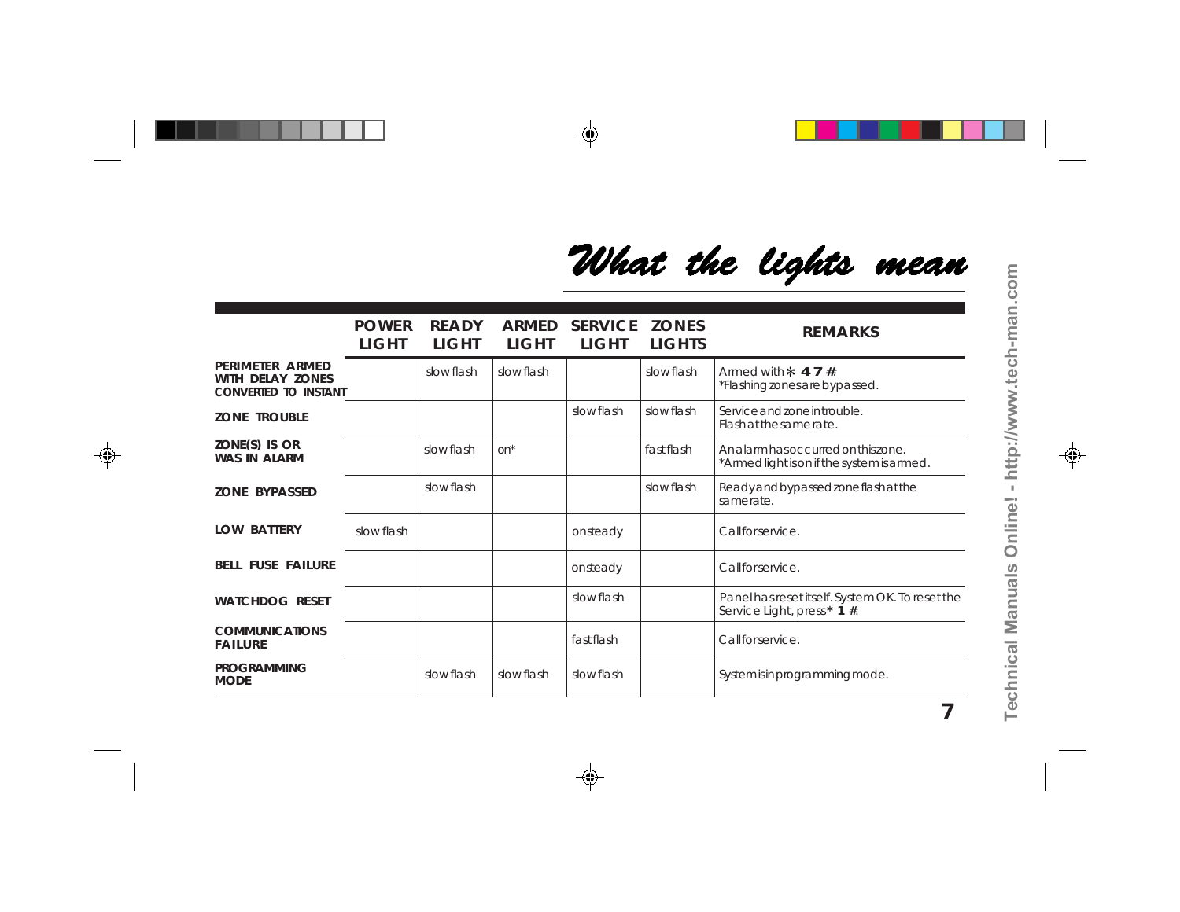# What the lights mean

| | POWER LIGHT | READY LIGHT | ARMED LIGHT | SERVICE LIGHT | ZONES LIGHTS | REMARKS |
|---|---|---|---|---|---|---|
| **PERIMETER ARMED WITH DELAY ZONES CONVERTED TO INSTANT** | | slow flash | slow flash | | slow flash | Armed with ✻ **4 7 #**. *Flashing zones are bypassed. |
| **ZONE TROUBLE** | | | | slow flash | slow flash | Service and zone in trouble. Flash at the same rate. |
| **ZONE(S) IS OR WAS IN ALARM** | | slow flash | on* | | fast flash | An alarm has occurred on this zone. *Armed light is on if the system is armed. |
| **ZONE BYPASSED** | | slow flash | | | slow flash | Ready and bypassed zone flash at the same rate. |
| **LOW BATTERY** | slow flash | | | on steady | | Call for service. |
| **BELL FUSE FAILURE** | | | | on steady | | Call for service. |
| **WATCHDOG RESET** | | | | slow flash | | Panel has reset itself. System OK. To reset the Service Light, press **✻ 1 #**. |
| **COMMUNICATIONS FAILURE** | | | | fast flash | | Call for service. |
| **PROGRAMMING MODE** | | slow flash | slow flash | slow flash | | System is in programming mode. |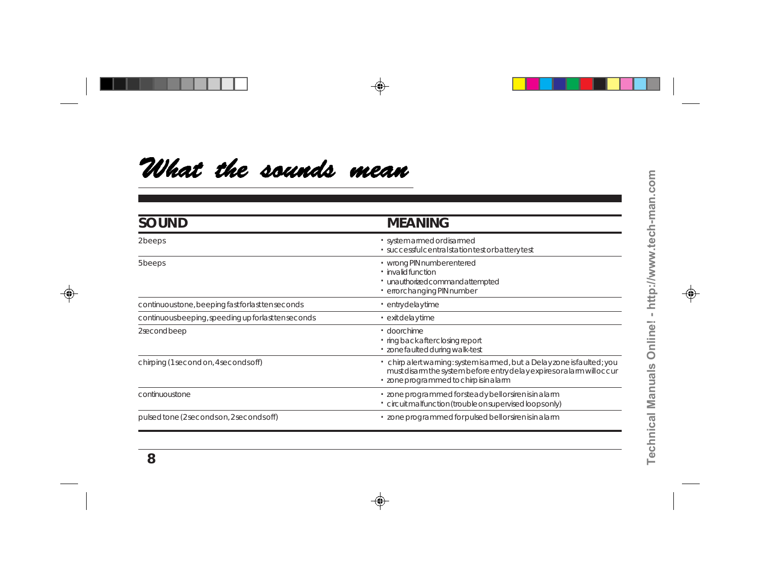# What the sounds mean

| SOUND | MEANING |
|---|---|
| 2 beeps | • system armed or disarmed<br>• successful central station test or battery test |
| 5 beeps | • wrong PIN number entered<br>• invalid function<br>• unauthorized command attempted<br>• error changing PIN number |
| continuous tone, beeping fast for last ten seconds | • entry delay time |
| continuous beeping, speeding up for last ten seconds | • exit delay time |
| 2 second beep | • door chime<br>• ring back after closing report<br>• zone faulted during walk-test |
| chirping (1 second on, 4 seconds off) | • chirp alert warning: system is armed, but a Delay zone is faulted; you must disarm the system before entry delay expires or alarm will occur<br>• zone programmed to chirp is in alarm |
| continuous tone | • zone programmed for steady bell or siren is in alarm<br>• circuit malfunction (trouble on supervised loops only) |
| pulsed tone (2 seconds on, 2 seconds off) | • zone programmed for pulsed bell or siren is in alarm |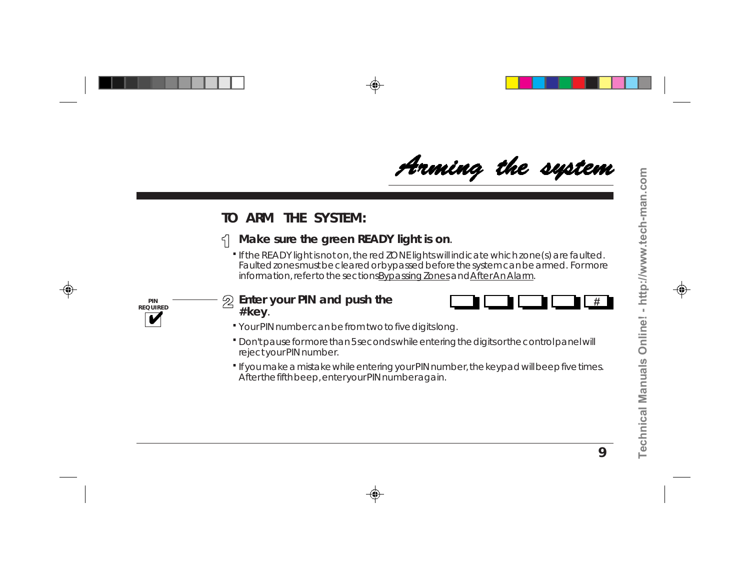# Arming the system

## TO ARM THE SYSTEM:

1. **Make sure the green READY light is on**.
   - If the READY light is not on, the red ZONE lights will indicate which zone(s) are faulted. Faulted zones must be cleared or bypassed before the system can be armed. For more information, refer to the sections Bypassing Zones and After An Alarm.

PIN REQUIRED ✔

2. **Enter your PIN and push the #key**.

   [ ] [ ] [ ] [ ] [#]

   - Your PIN number can be from two to five digits long.
   - Don't pause for more than 5 seconds while entering the digits or the control panel will reject your PIN number.
   - If you make a mistake while entering your PIN number, the keypad will beep five times. After the fifth beep, enter your PIN number again.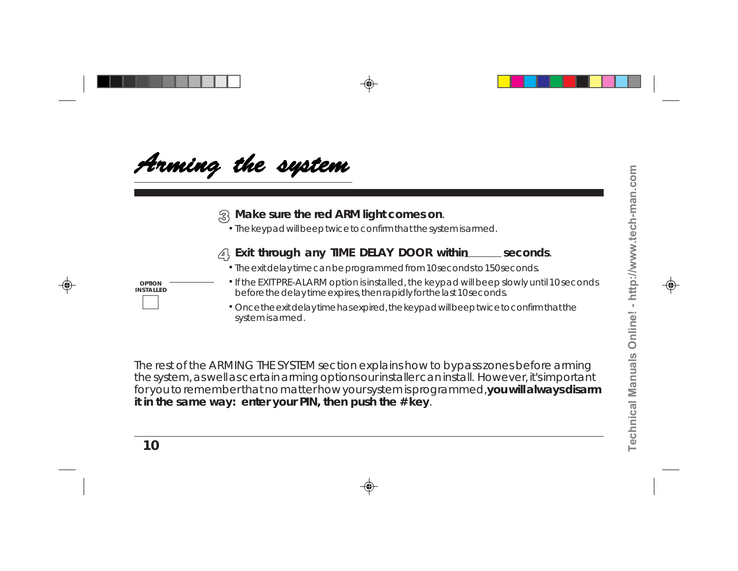# Arming the system

3. **Make sure the red ARM light comes on**.
   - The keypad will beep twice to confirm that the system is armed.

4. **Exit through any TIME DELAY DOOR within______ seconds**.
   - The exit delay time can be programmed from 10 seconds to 150 seconds.
   - If the EXIT PRE-ALARM option is installed, the keypad will beep slowly until 10 seconds before the delay time expires, then rapidly for the last 10 seconds.
   - Once the exit delay time has expired, the keypad will beep twice to confirm that the system is armed.

OPTION INSTALLED ☐

The rest of the ARMING THE SYSTEM section explains how to bypass zones before arming the system, as well as certain arming options our installer can install. However, it's important for you to remember that no matter how your system is programmed, **you will always disarm it in the same way: enter your PIN, then push the # key**.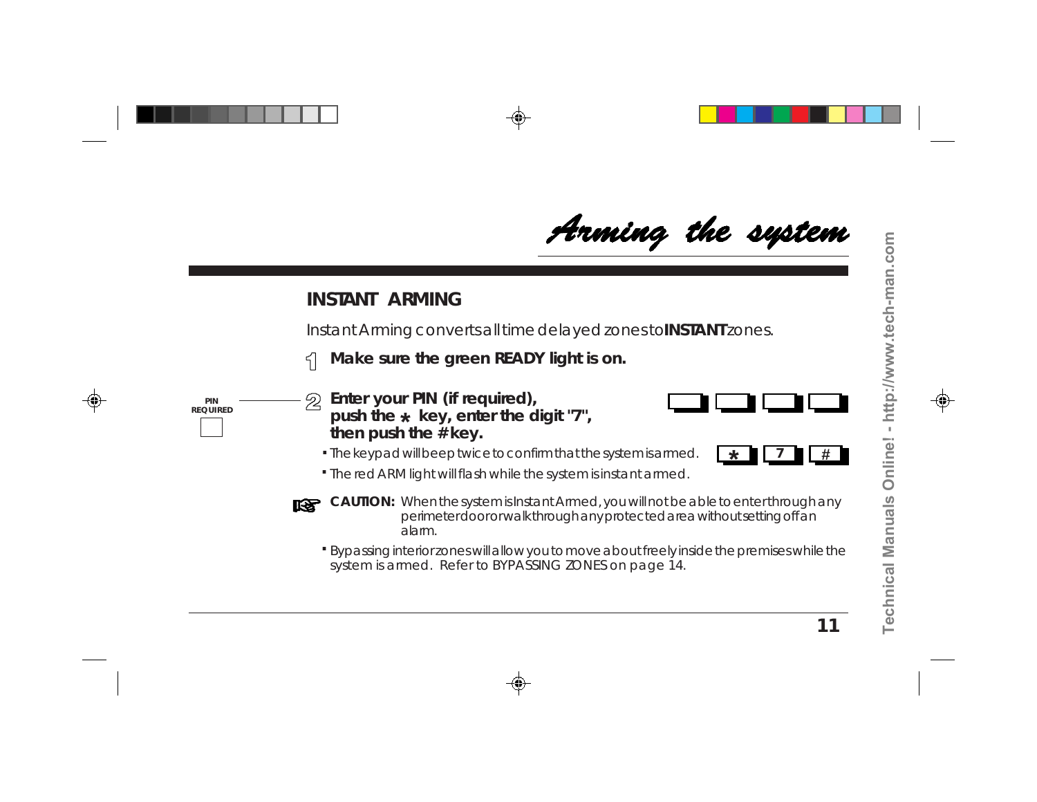# Arming the system

## INSTANT ARMING

Instant Arming converts all time delayed zones to **INSTANT** zones.

1. **Make sure the green READY light is on.**

PIN REQUIRED

2. **Enter your PIN (if required), push the * key, enter the digit "7", then push the # key.**

   * 7 #

   - The keypad will beep twice to confirm that the system is armed.
   - The red ARM light will flash while the system is instant armed.

**CAUTION:** When the system is Instant Armed, you will not be able to enter through any perimeter door or walk through any protected area without setting off an alarm.

- Bypassing interior zones will allow you to move about freely inside the premises while the system is armed. Refer to BYPASSING ZONES on page 14.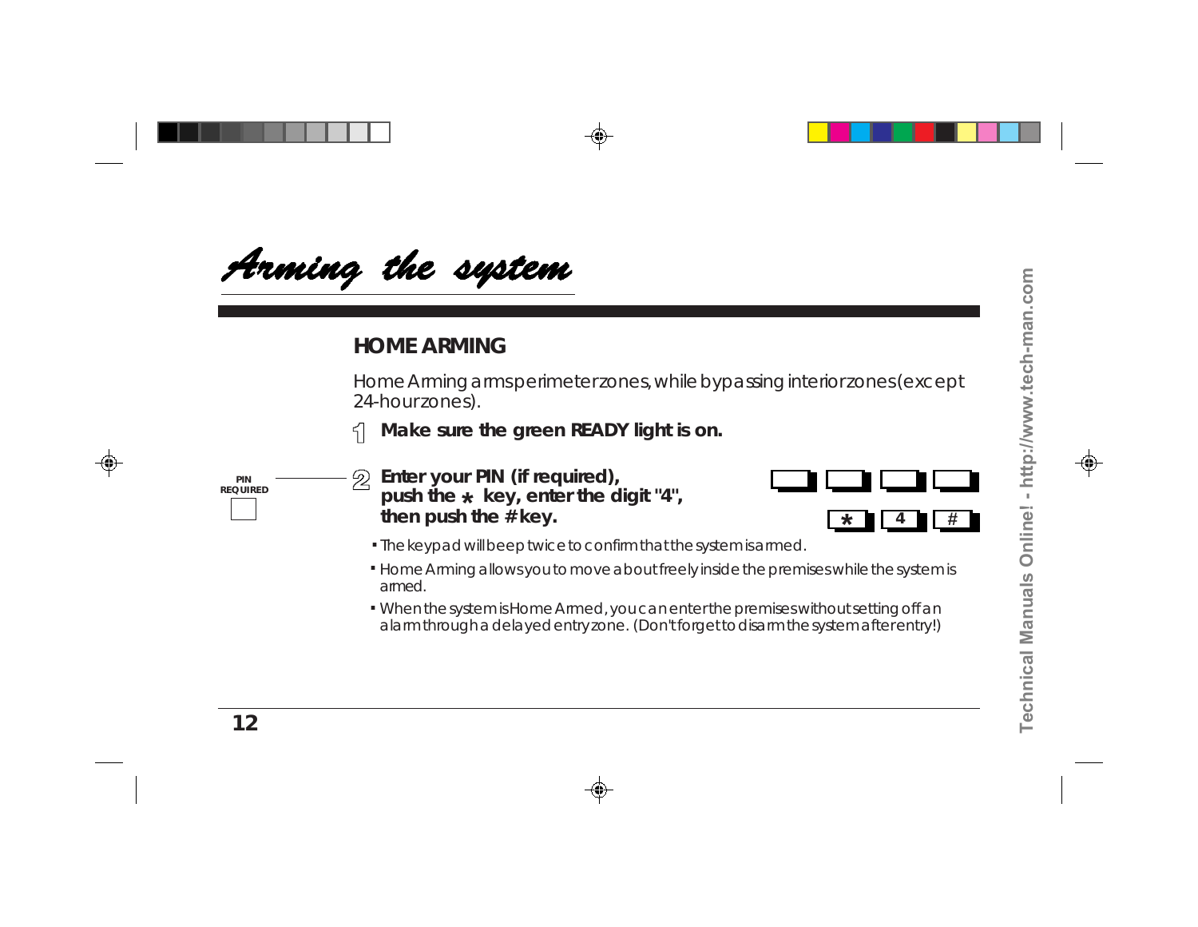# Arming the system

## HOME ARMING

Home Arming arms perimeter zones, while bypassing interior zones (except 24-hour zones).

1. **Make sure the green READY light is on.**

PIN REQUIRED

2. **Enter your PIN (if required), push the * key, enter the digit "4", then push the # key.**

[ ] [ ] [ ] [ ]

[*] [4] [#]

- The keypad will beep twice to confirm that the system is armed.
- Home Arming allows you to move about freely inside the premises while the system is armed.
- When the system is Home Armed, you can enter the premises without setting off an alarm through a delayed entry zone. (Don't forget to disarm the system after entry!)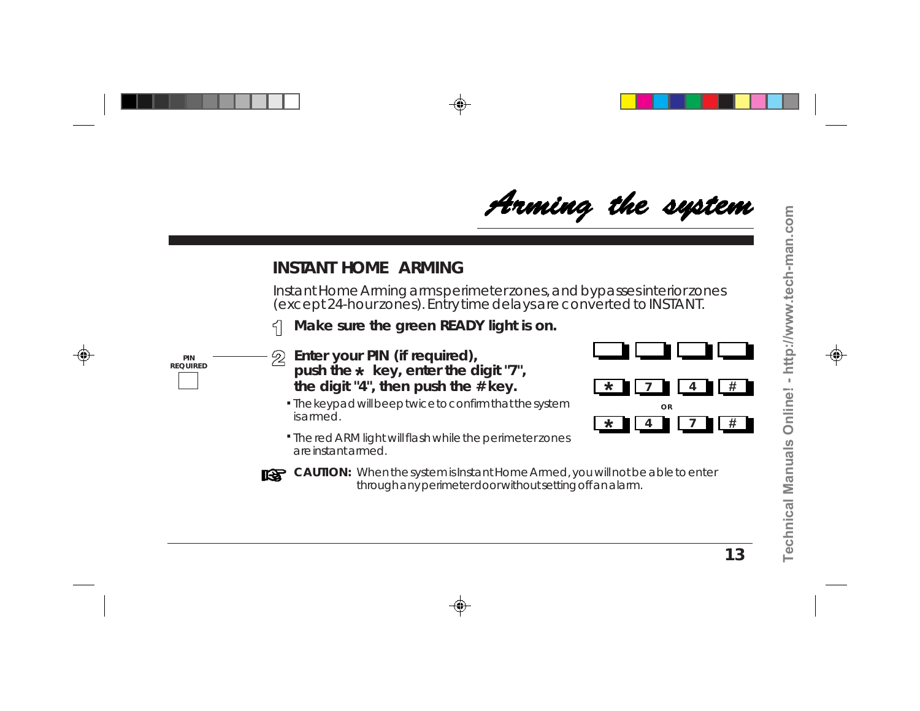# Arming the system

## INSTANT HOME ARMING

Instant Home Arming arms perimeter zones, and bypasses interior zones (except 24-hour zones). Entry time delays are converted to INSTANT.

1. **Make sure the green READY light is on.**

PIN REQUIRED

2. **Enter your PIN (if required), push the * key, enter the digit "7", the digit "4", then push the # key.**
   - The keypad will beep twice to confirm that the system is armed.
   - The red ARM light will flash while the perimeter zones are instant armed.

| | | | |
|---|---|---|---|
| * | 7 | 4 | # |

OR

| | | | |
|---|---|---|---|
| * | 4 | 7 | # |

**CAUTION:** When the system is Instant Home Armed, you will not be able to enter through any perimeter door without setting off an alarm.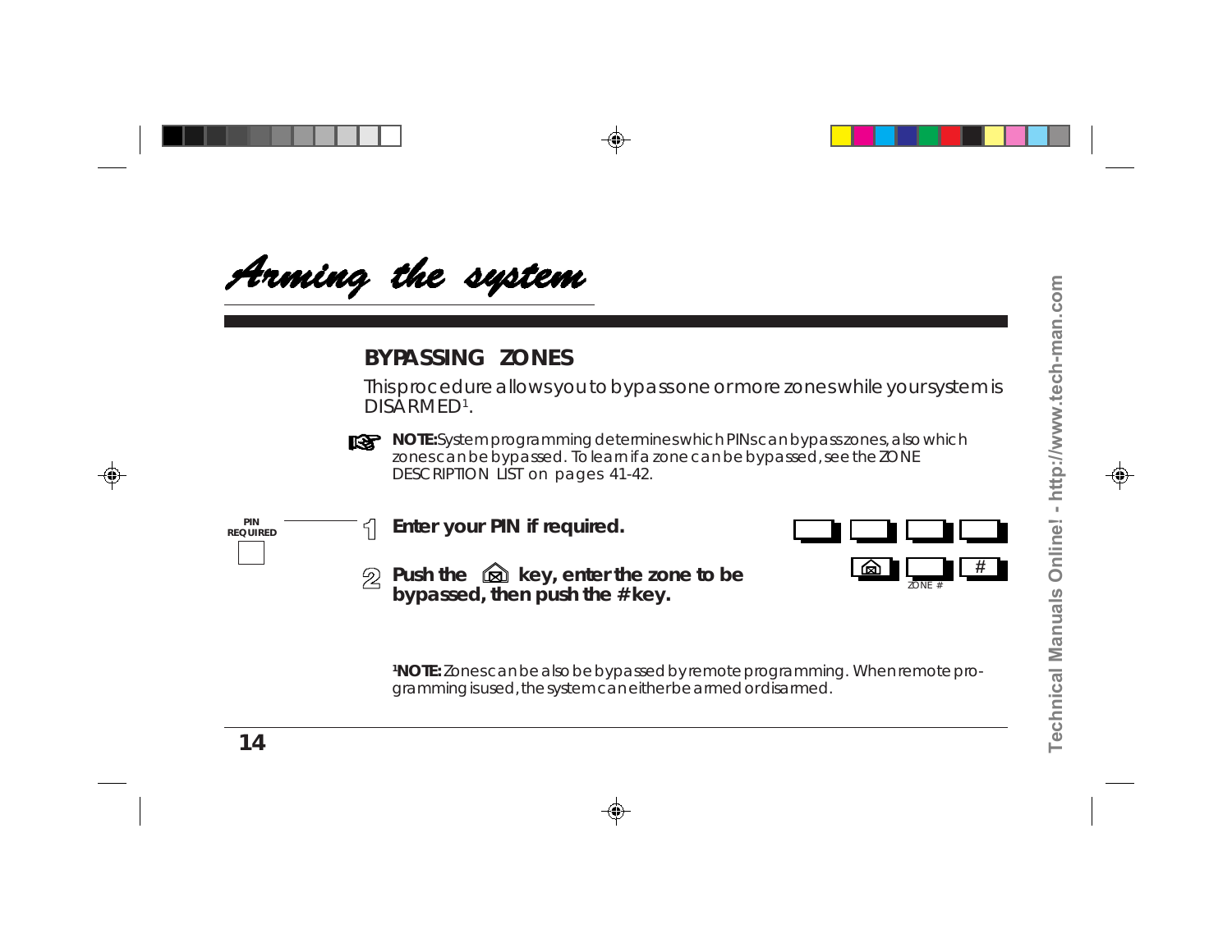# Arming the system

## BYPASSING ZONES

This procedure allows you to bypass one or more zones while your system is DISARMED[1].

**NOTE:** System programming determines which PINs can bypass zones, also which zones can be bypassed. To learn if a zone can be bypassed, see the ZONE DESCRIPTION LIST on pages 41-42.

PIN REQUIRED

1. **Enter your PIN if required.**
2. **Push the [bypass] key, enter the zone to be bypassed, then push the # key.**

ZONE #

[1]**NOTE:** Zones can be also be bypassed by remote programming. When remote programming is used, the system can either be armed or disarmed.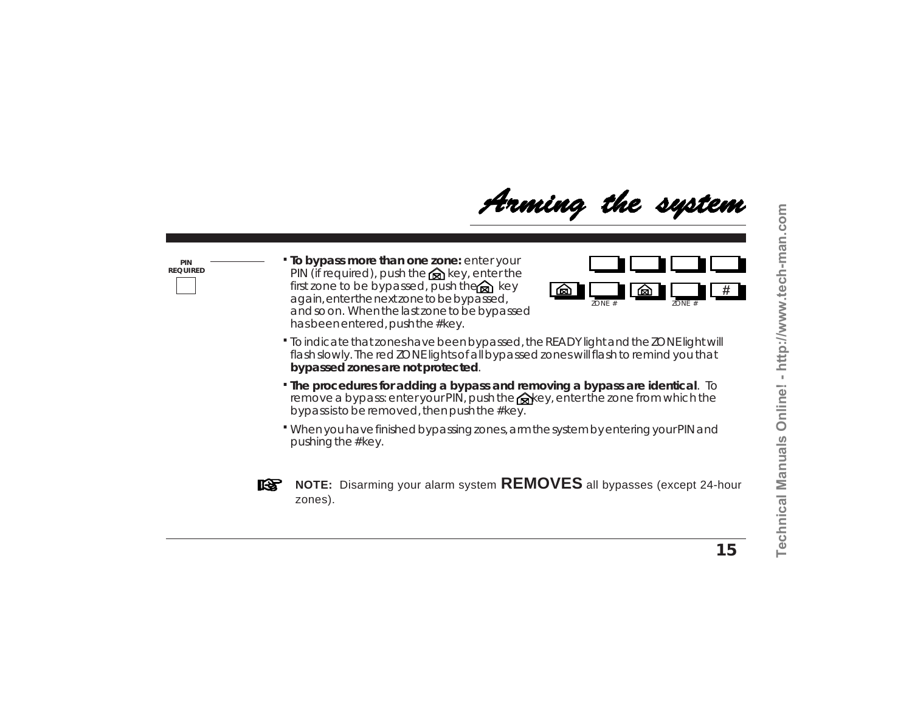# Arming the system

PIN REQUIRED

- **To bypass more than one zone:** enter your PIN (if required), push the [bypass] key, enter the first zone to be bypassed, push the [bypass] key again, enter the next zone to be bypassed, and so on. When the last zone to be bypassed has been entered, push the #key.

[ ] [ ] [ ] [ ]
[bypass] [ZONE #] [bypass] [ZONE #] [#]

- To indicate that zones have been bypassed, the READY light and the ZONE light will flash slowly. The red ZONE lights of all bypassed zones will flash to remind you that **bypassed zones are not protected**.
- **The procedures for adding a bypass and removing a bypass are identical**. To remove a bypass: enter your PIN, push the [bypass] key, enter the zone from which the bypass is to be removed, then push the #key.
- When you have finished bypassing zones, arm the system by entering your PIN and pushing the #key.

**NOTE:** Disarming your alarm system **REMOVES** all bypasses (except 24-hour zones).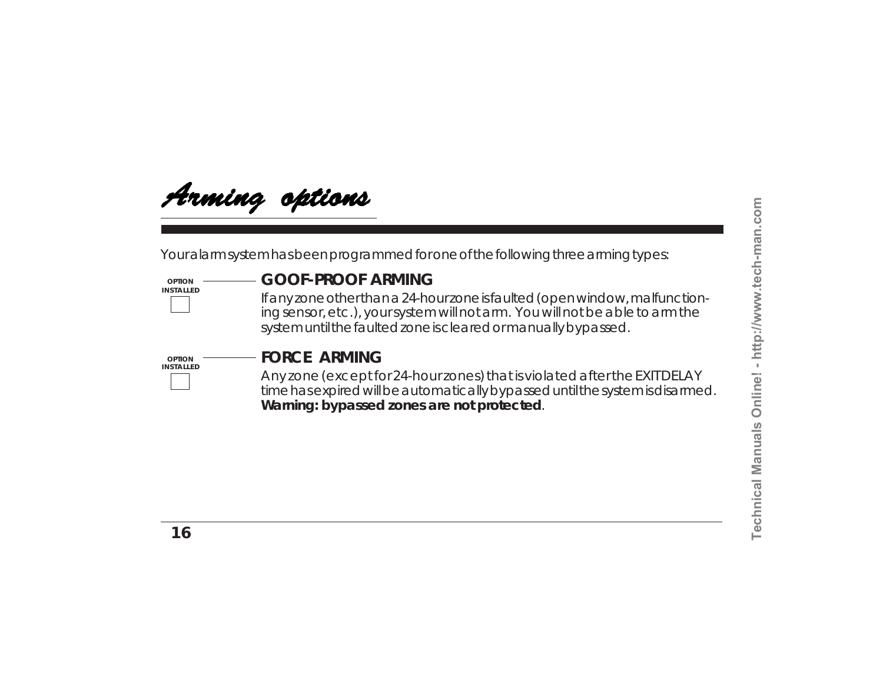# Arming options

Your alarm system has been programmed for one of the following three arming types:

OPTION INSTALLED ☐

## GOOF-PROOF ARMING

If any zone other than a 24-hour zone is faulted (open window, malfunctioning sensor, etc.), your system will not arm. You will not be able to arm the system until the faulted zone is cleared or manually bypassed.

OPTION INSTALLED ☐

## FORCE ARMING

Any zone (except for 24-hour zones) that is violated after the EXIT DELAY time has expired will be automatically bypassed until the system is disarmed. **Warning: bypassed zones are not protected**.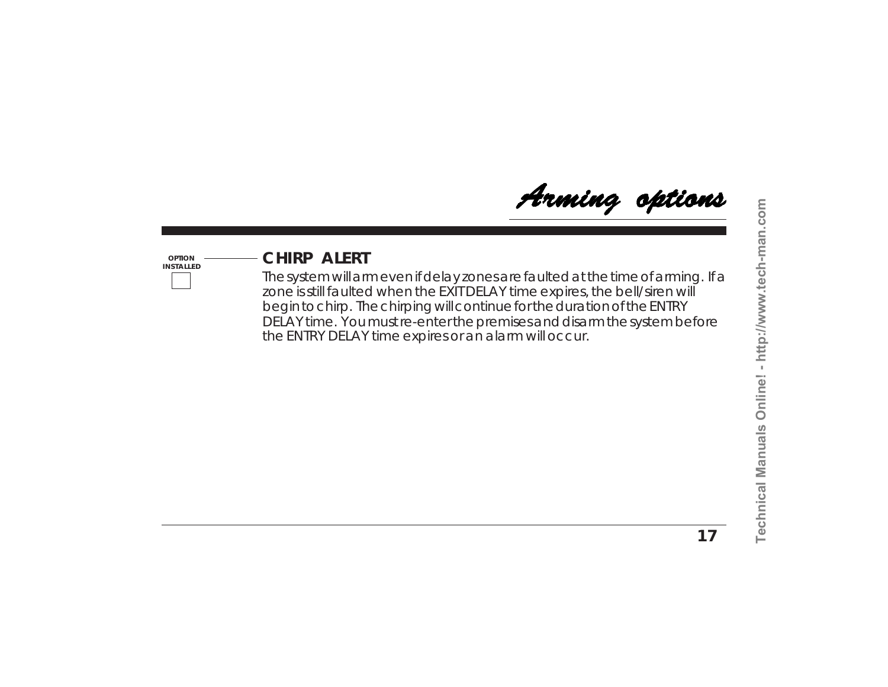# Arming options

OPTION INSTALLED

## CHIRP ALERT

The system will arm even if delay zones are faulted at the time of arming. If a zone is still faulted when the EXIT DELAY time expires, the bell/siren will begin to chirp. The chirping will continue for the duration of the ENTRY DELAY time. You must re-enter the premises and disarm the system before the ENTRY DELAY time expires or an alarm will occur.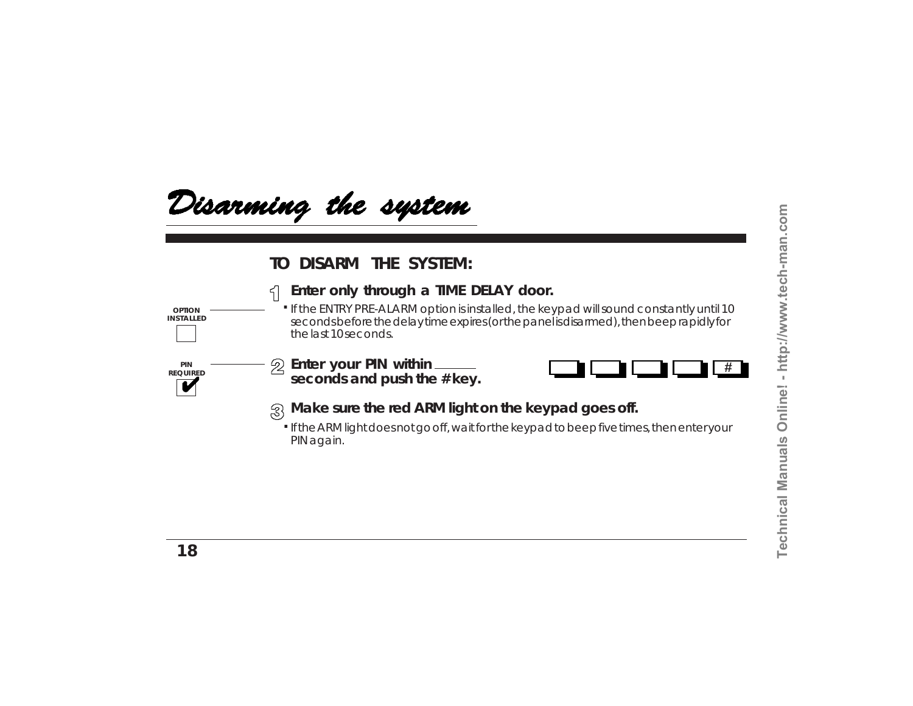# Disarming the system

## TO DISARM THE SYSTEM:

OPTION INSTALLED ☐

1. **Enter only through a TIME DELAY door.**
   - If the ENTRY PRE-ALARM option is installed, the keypad will sound constantly until 10 seconds before the delay time expires (or the panel is disarmed), then beep rapidly for the last 10 seconds.

PIN REQUIRED ✔

2. **Enter your PIN within \_\_\_\_\_\_ seconds and push the # key.**

   [ ] [ ] [ ] [ ] [#]

3. **Make sure the red ARM light on the keypad goes off.**
   - If the ARM light does not go off, wait for the keypad to beep five times, then enter your PIN again.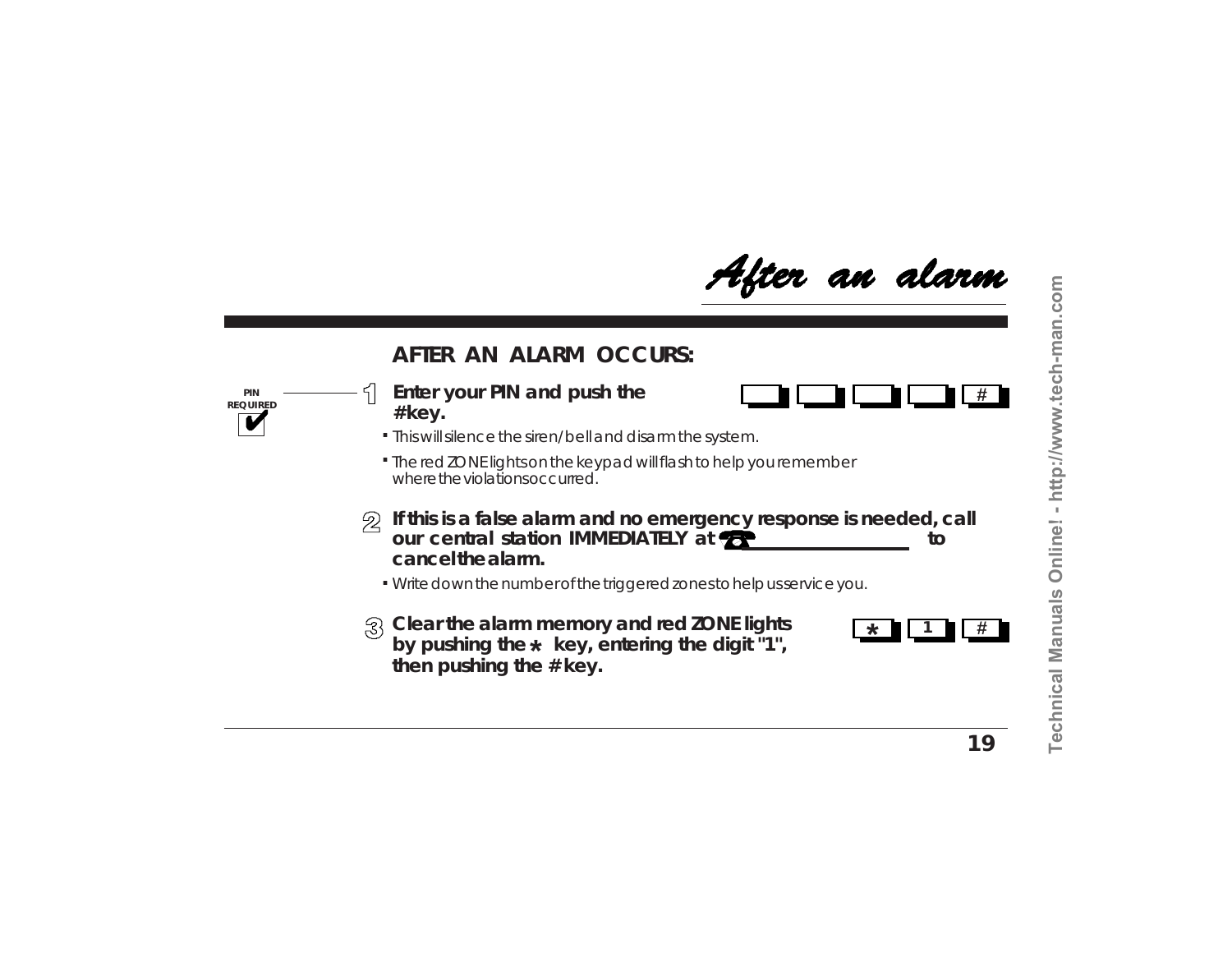# After an alarm

## AFTER AN ALARM OCCURS:

PIN REQUIRED ✔

1. **Enter your PIN and push the #key.**

   [ ] [ ] [ ] [ ] [#]

   - This will silence the siren/bell and disarm the system.
   - The red ZONE lights on the keypad will flash to help you remember where the violations occurred.

2. **If this is a false alarm and no emergency response is needed, call our central station IMMEDIATELY at ☎ ______________ to cancel the alarm.**

   - Write down the number of the triggered zones to help us service you.

3. **Clear the alarm memory and red ZONE lights by pushing the * key, entering the digit "1", then pushing the # key.**

   [*] [1] [#]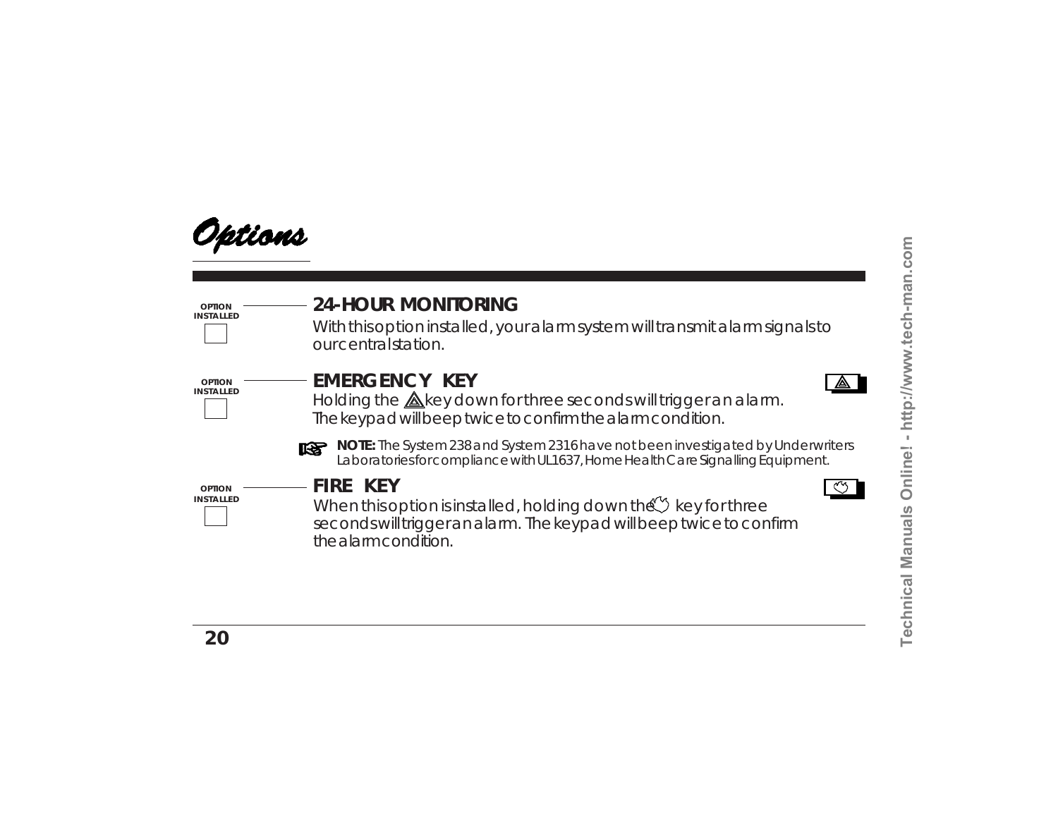# Options

OPTION INSTALLED ☐

## 24-HOUR MONITORING

With this option installed, your alarm system will transmit alarm signals to our central station.

OPTION INSTALLED ☐

## EMERGENCY KEY

Holding the key down for three seconds will trigger an alarm. The keypad will beep twice to confirm the alarm condition.

**NOTE:** The System 238 and System 2316 have not been investigated by Underwriters Laboratories for compliance with UL1637, Home Health Care Signalling Equipment.

OPTION INSTALLED ☐

## FIRE KEY

When this option is installed, holding down the key for three seconds will trigger an alarm. The keypad will beep twice to confirm the alarm condition.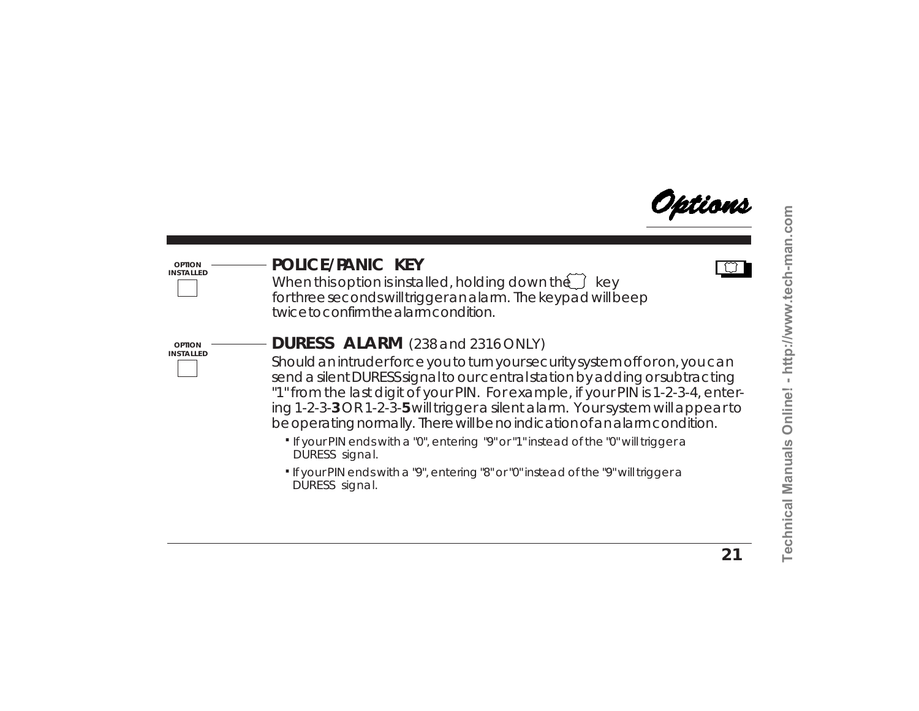# Options

OPTION INSTALLED

## POLICE/PANIC KEY

When this option is installed, holding down the key for three seconds will trigger an alarm. The keypad will beep twice to confirm the alarm condition.

OPTION INSTALLED

## DURESS ALARM (238 and 2316 ONLY)

Should an intruder force you to turn your security system off or on, you can send a silent DURESS signal to our central station by adding or subtracting "1" from the last digit of your PIN. For example, if your PIN is 1-2-3-4, entering 1-2-3-**3** OR 1-2-3-**5** will trigger a silent alarm. Your system will appear to be operating normally. There will be no indication of an alarm condition.

- If your PIN ends with a "0", entering "9" or "1" instead of the "0" will trigger a DURESS signal.
- If your PIN ends with a "9", entering "8" or "0" instead of the "9" will trigger a DURESS signal.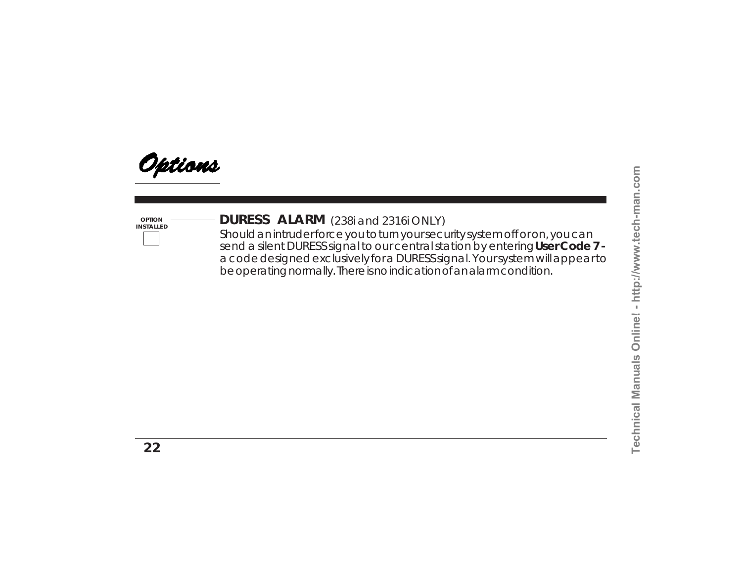# Options

OPTION INSTALLED ☐

## DURESS ALARM (238i and 2316i ONLY)

Should an intruder force you to turn your security system off or on, you can send a silent DURESS signal to our central station by entering **User Code 7** - a code designed exclusively for a DURESS signal. Your system will appear to be operating normally. There is no indication of an alarm condition.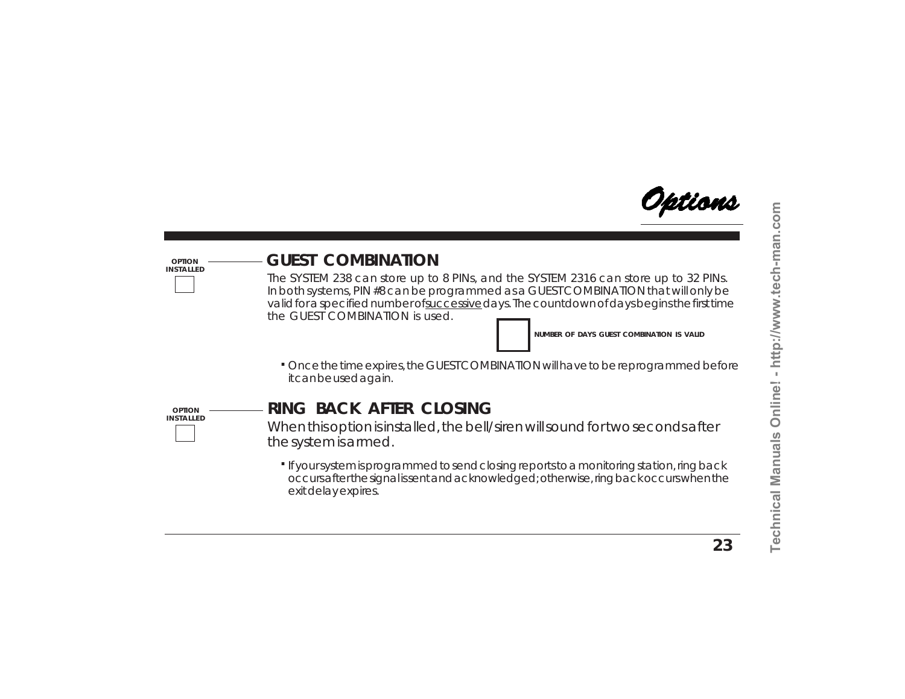# Options

OPTION INSTALLED ☐

## GUEST COMBINATION

The SYSTEM 238 can store up to 8 PINs, and the SYSTEM 2316 can store up to 32 PINs. In both systems, PIN #8 can be programmed as a GUEST COMBINATION that will only be valid for a specified number of successive days. The countdown of days begins the first time the GUEST COMBINATION is used.

☐ NUMBER OF DAYS GUEST COMBINATION IS VALID

- Once the time expires, the GUEST COMBINATION will have to be reprogrammed before it can be used again.

OPTION INSTALLED ☐

## RING BACK AFTER CLOSING

When this option is installed, the bell/siren will sound for two seconds after the system is armed.

- If your system is programmed to send closing reports to a monitoring station, ring back occurs after the signal is sent and acknowledged; otherwise, ring back occurs when the exit delay expires.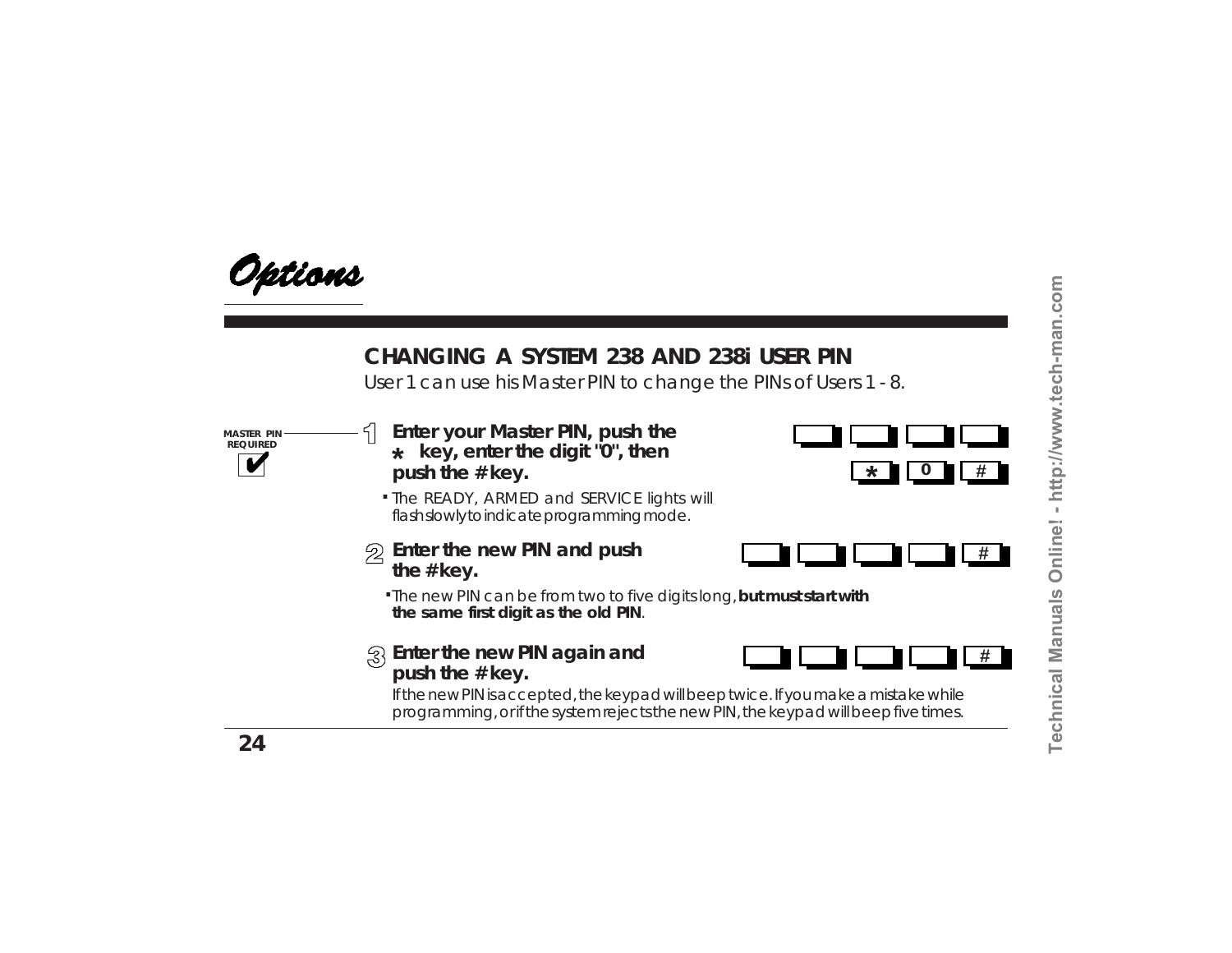# Options

## CHANGING A SYSTEM 238 AND 238i USER PIN

User 1 can use his Master PIN to change the PINs of Users 1 - 8.

MASTER PIN REQUIRED ✔

1. **Enter your Master PIN, push the * key, enter the digit "0", then push the # key.**

   - The READY, ARMED and SERVICE lights will flash slowly to indicate programming mode.

2. **Enter the new PIN and push the # key.**

   - The new PIN can be from two to five digits long, **but must start with the same first digit as the old PIN**.

3. **Enter the new PIN again and push the # key.**

   If the new PIN is accepted, the keypad will beep twice. If you make a mistake while programming, or if the system rejects the new PIN, the keypad will beep five times.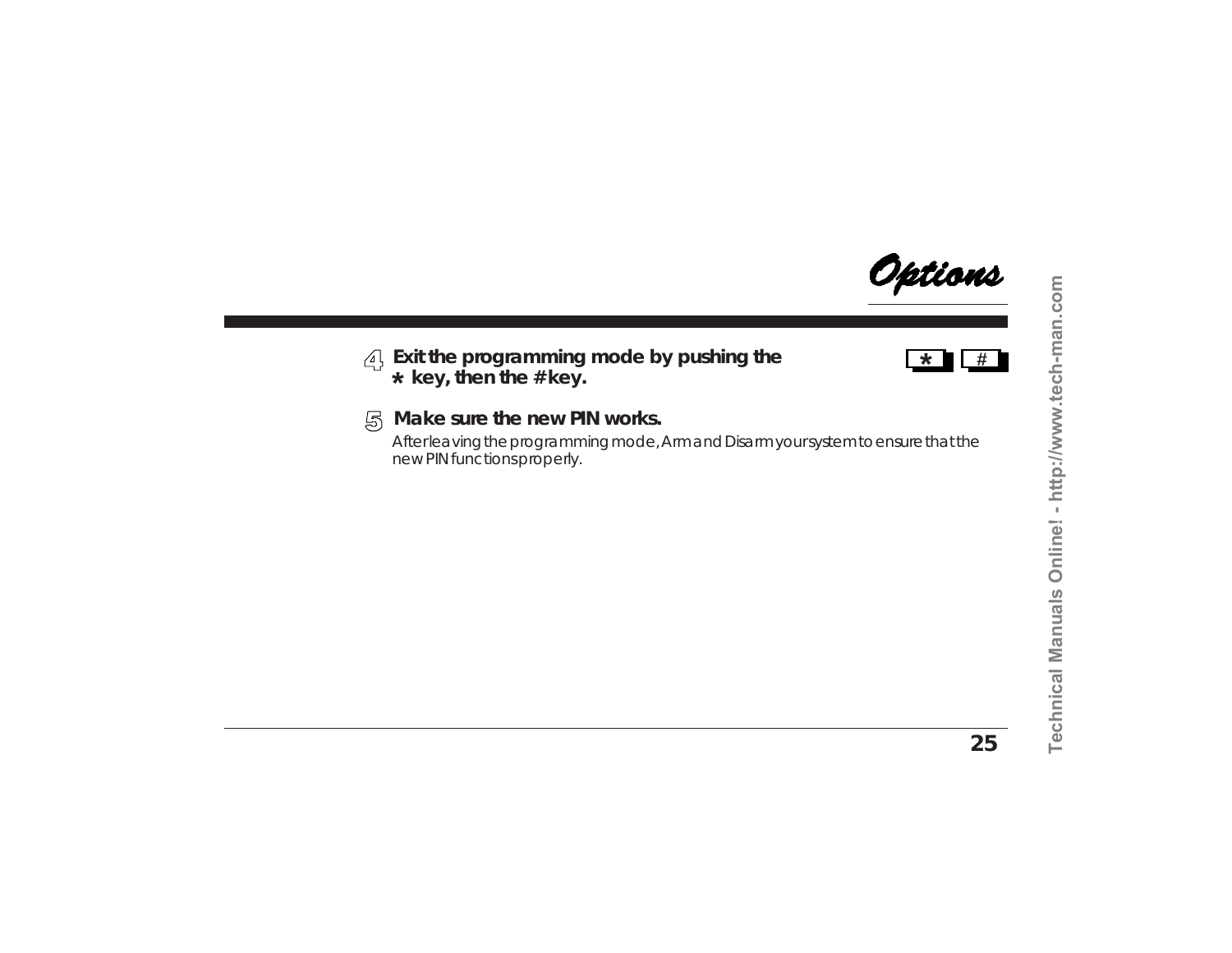# Options

**4 Exit the programming mode by pushing the * key, then the # key.**

* #

**5 Make sure the new PIN works.**

After leaving the programming mode, Arm and Disarm your system to ensure that the new PIN functions properly.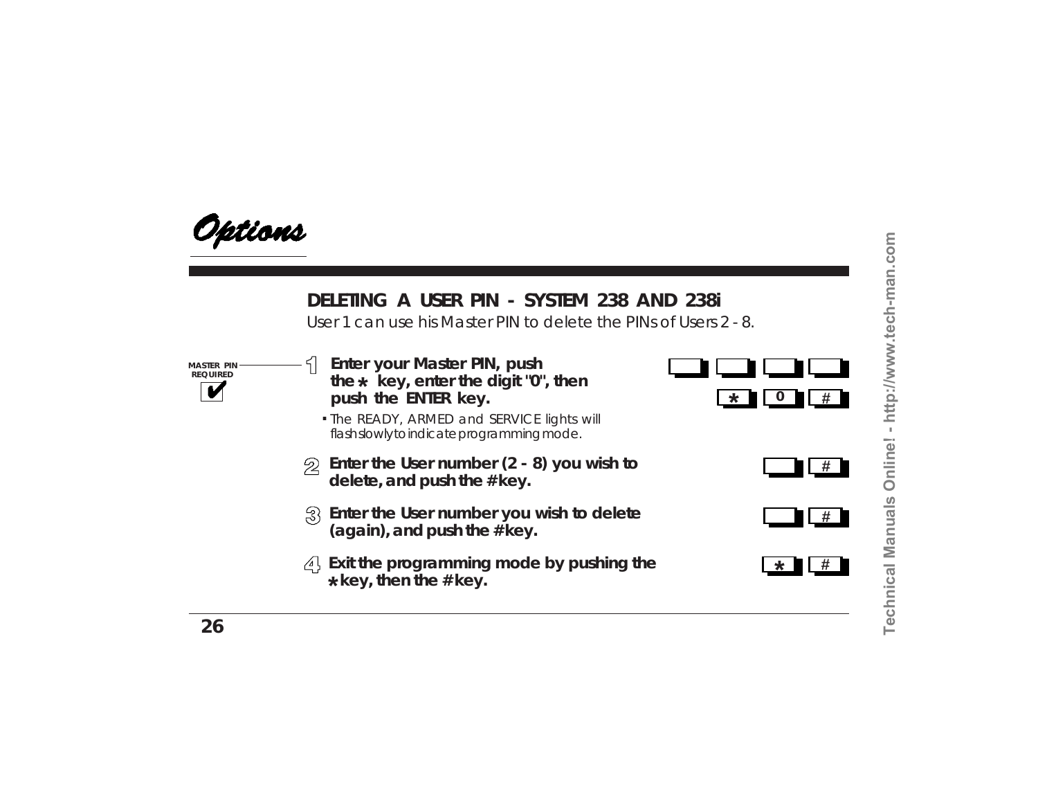# Options

## DELETING A USER PIN - SYSTEM 238 AND 238i

User 1 can use his Master PIN to delete the PINs of Users 2 - 8.

MASTER PIN REQUIRED ✔

1. **Enter your Master PIN, push the * key, enter the digit "0", then push the ENTER key.**
   - The READY, ARMED and SERVICE lights will flash slowly to indicate programming mode.

   [ ] [ ] [ ] [ ]
   [*] [0] [#]

2. **Enter the User number (2 - 8) you wish to delete, and push the # key.**

   [ ] [#]

3. **Enter the User number you wish to delete (again), and push the # key.**

   [ ] [#]

4. **Exit the programming mode by pushing the * key, then the # key.**

   [*] [#]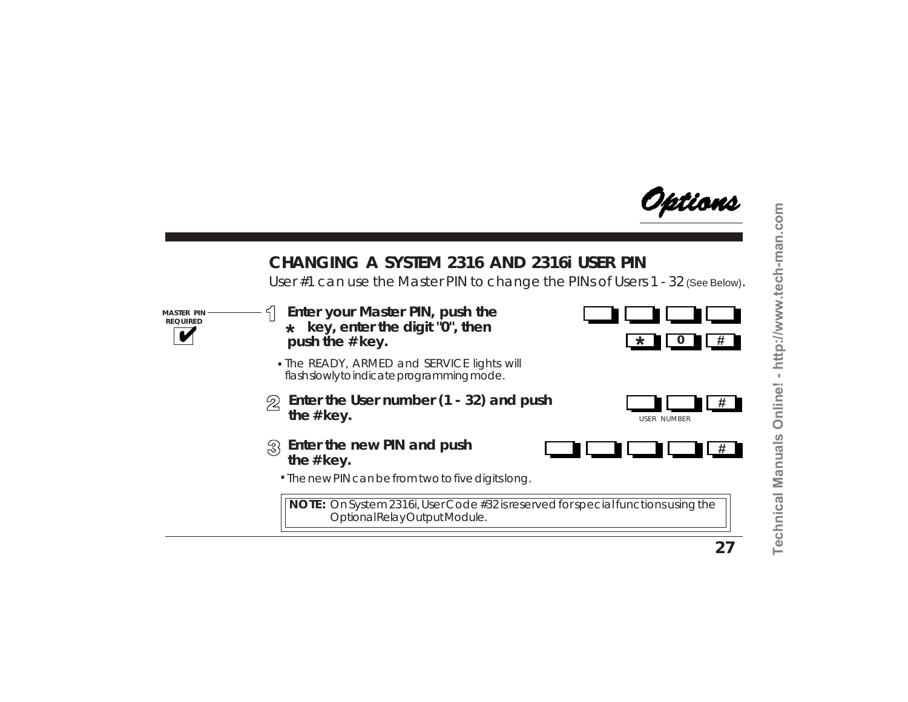*Options*

## CHANGING A SYSTEM 2316 AND 2316i USER PIN

User #1 can use the Master PIN to change the PINs of Users 1 - 32 (See Below).

MASTER PIN REQUIRED ✔

1. **Enter your Master PIN, push the * key, enter the digit "0", then push the # key.**

   [ ] [ ] [ ] [ ]
   [*] [0] [#]

   - The READY, ARMED and SERVICE lights will flash slowly to indicate programming mode.

2. **Enter the User number (1 - 32) and push the # key.**

   [ ] [ ] [#]
   USER NUMBER

3. **Enter the new PIN and push the # key.**

   [ ] [ ] [ ] [ ] [#]

   - The new PIN can be from two to five digits long.

> **NOTE:** On System 2316i, User Code #32 is reserved for special functions using the Optional Relay Output Module.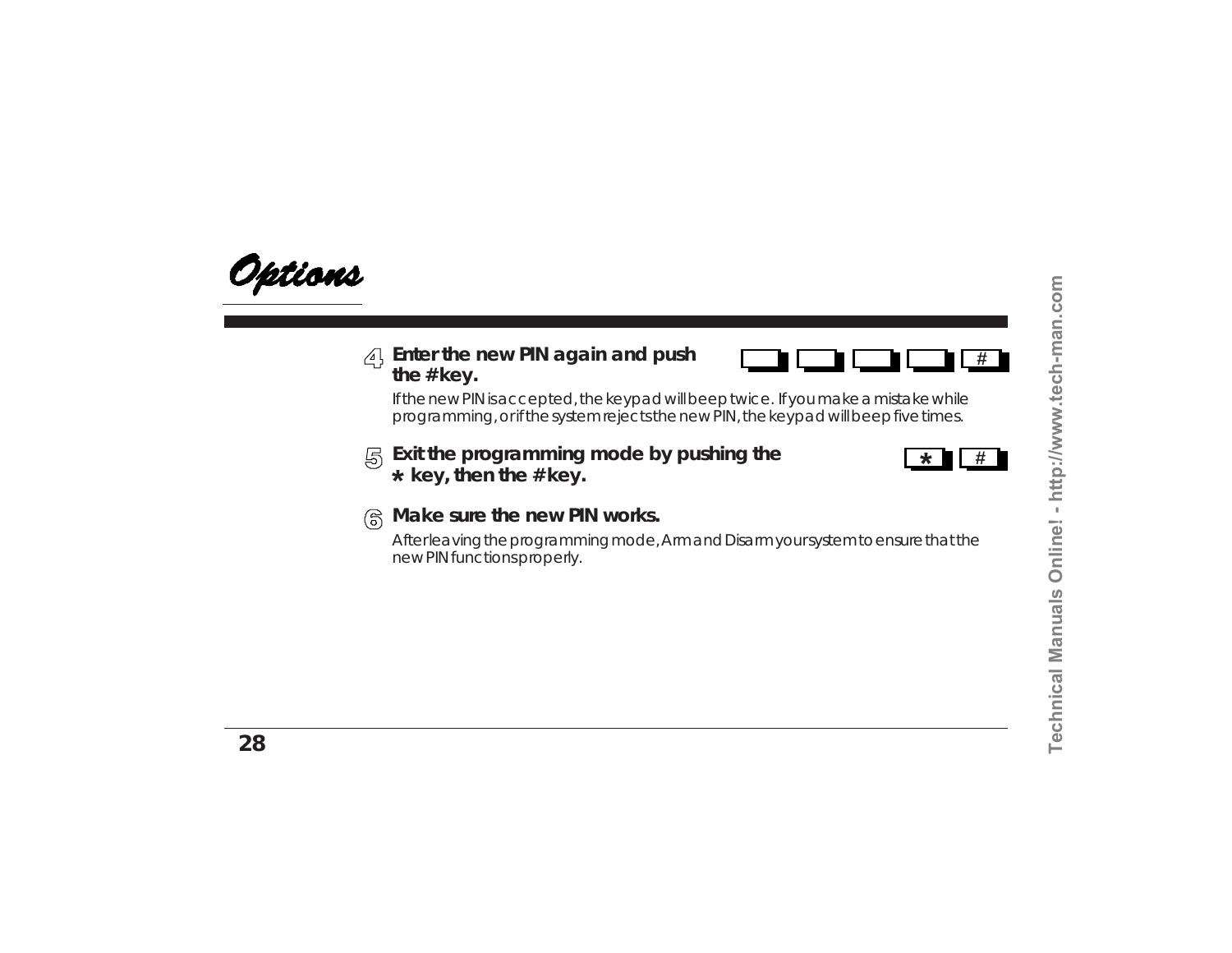# Options

4. **Enter the new PIN again and push the # key.**

   If the new PIN is accepted, the keypad will beep twice. If you make a mistake while programming, or if the system rejects the new PIN, the keypad will beep five times.

5. **Exit the programming mode by pushing the * key, then the # key.**

6. **Make sure the new PIN works.**

   After leaving the programming mode, Arm and Disarm your system to ensure that the new PIN functions properly.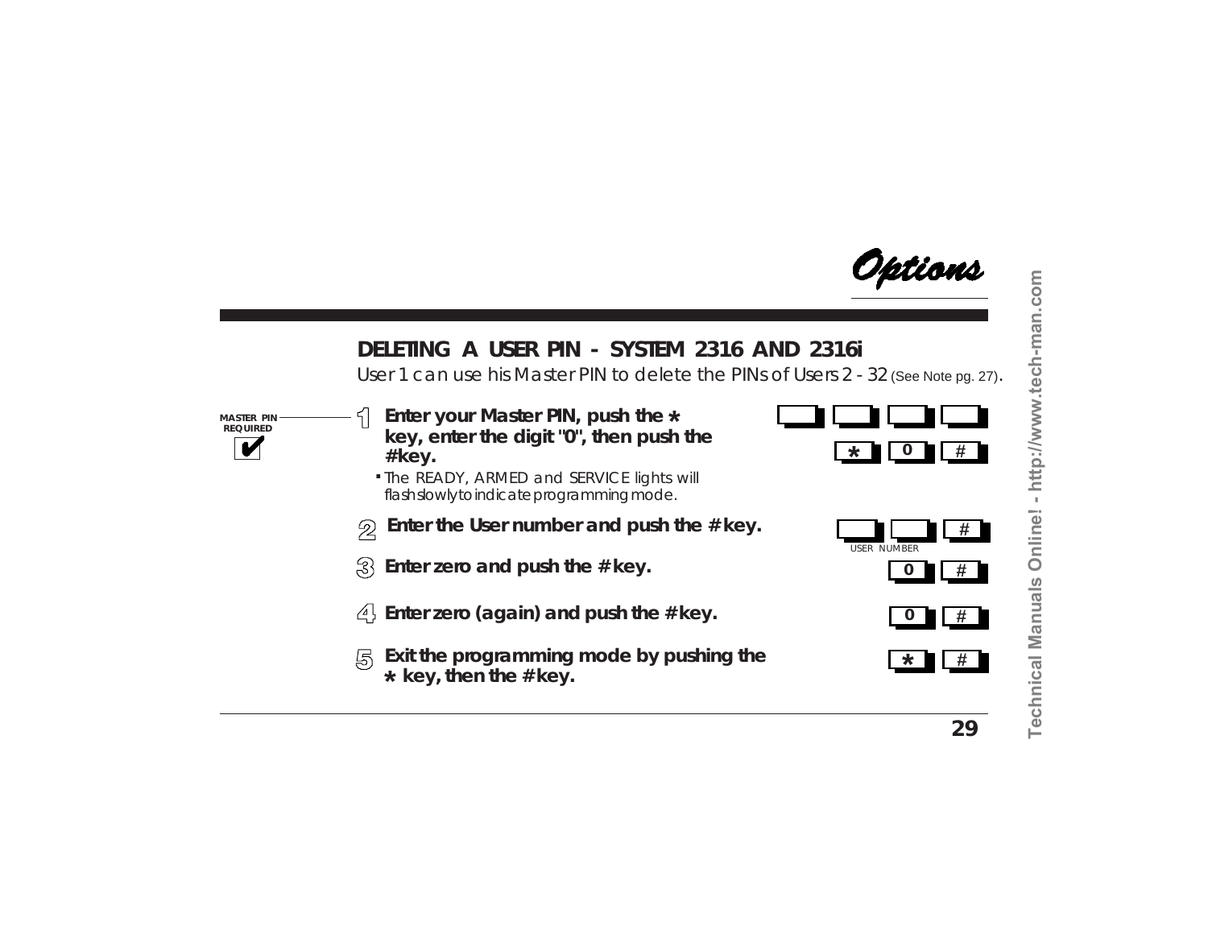*Options*

## DELETING A USER PIN - SYSTEM 2316 AND 2316i

User 1 can use his Master PIN to delete the PINs of Users 2 - 32 (See Note pg. 27).

MASTER PIN REQUIRED ✔

1. **Enter your Master PIN, push the * key, enter the digit "0", then push the # key.**
   - The READY, ARMED and SERVICE lights will flash slowly to indicate programming mode.

   [ ] [ ] [ ] [ ]
   [ * ] [ 0 ] [ # ]

2. **Enter the User number and push the # key.**

   [ ] [ ] [ # ]
   USER NUMBER

3. **Enter zero and push the # key.**

   [ 0 ] [ # ]

4. **Enter zero (again) and push the # key.**

   [ 0 ] [ # ]

5. **Exit the programming mode by pushing the * key, then the # key.**

   [ * ] [ # ]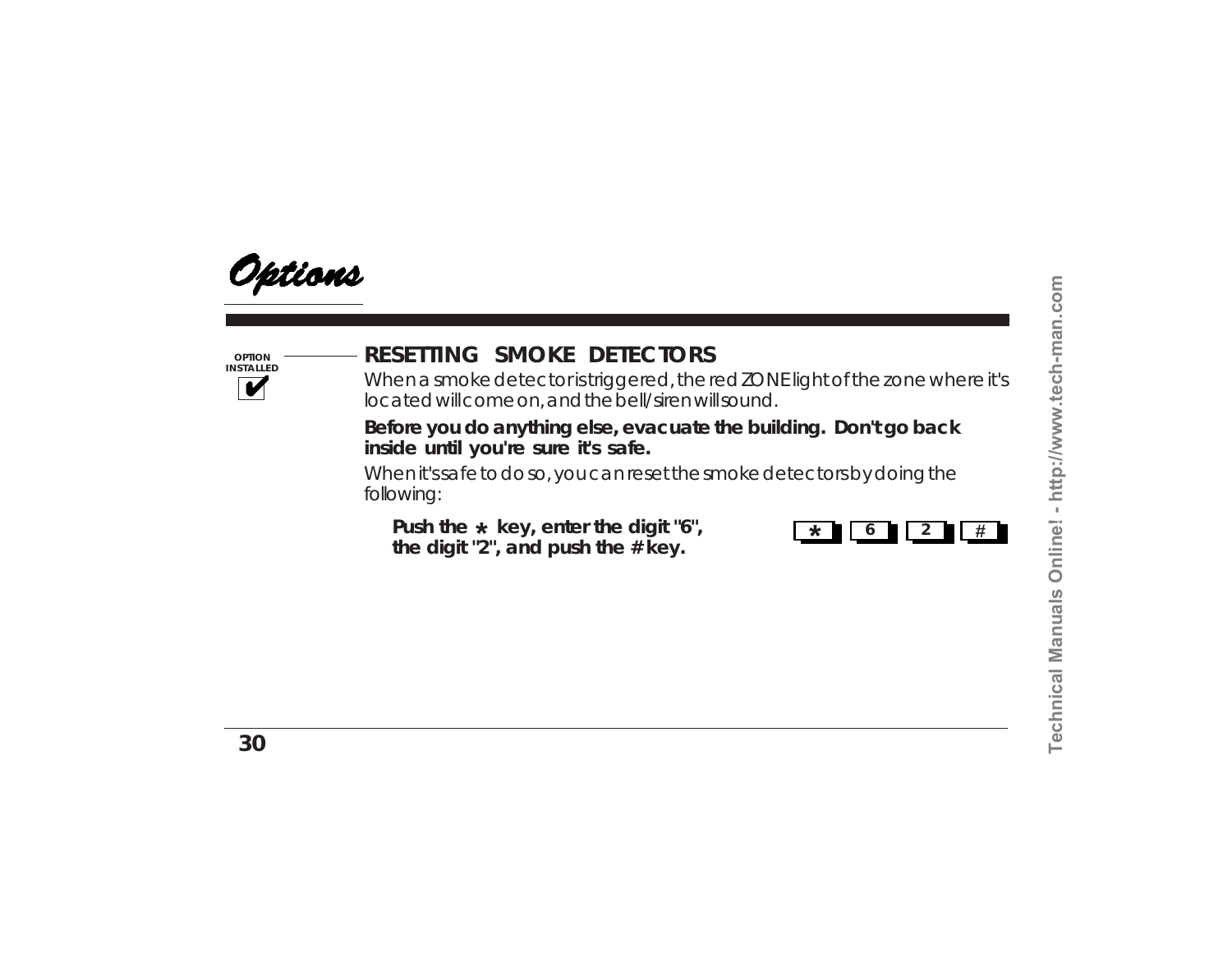# Options

OPTION INSTALLED ✔

## RESETTING SMOKE DETECTORS

When a smoke detector is triggered, the red ZONE light of the zone where it's located will come on, and the bell/siren will sound.

**Before you do anything else, evacuate the building. Don't go back inside until you're sure it's safe.**

When it's safe to do so, you can reset the smoke detectors by doing the following:

**Push the * key, enter the digit "6", the digit "2", and push the # key.**

* 6 2 #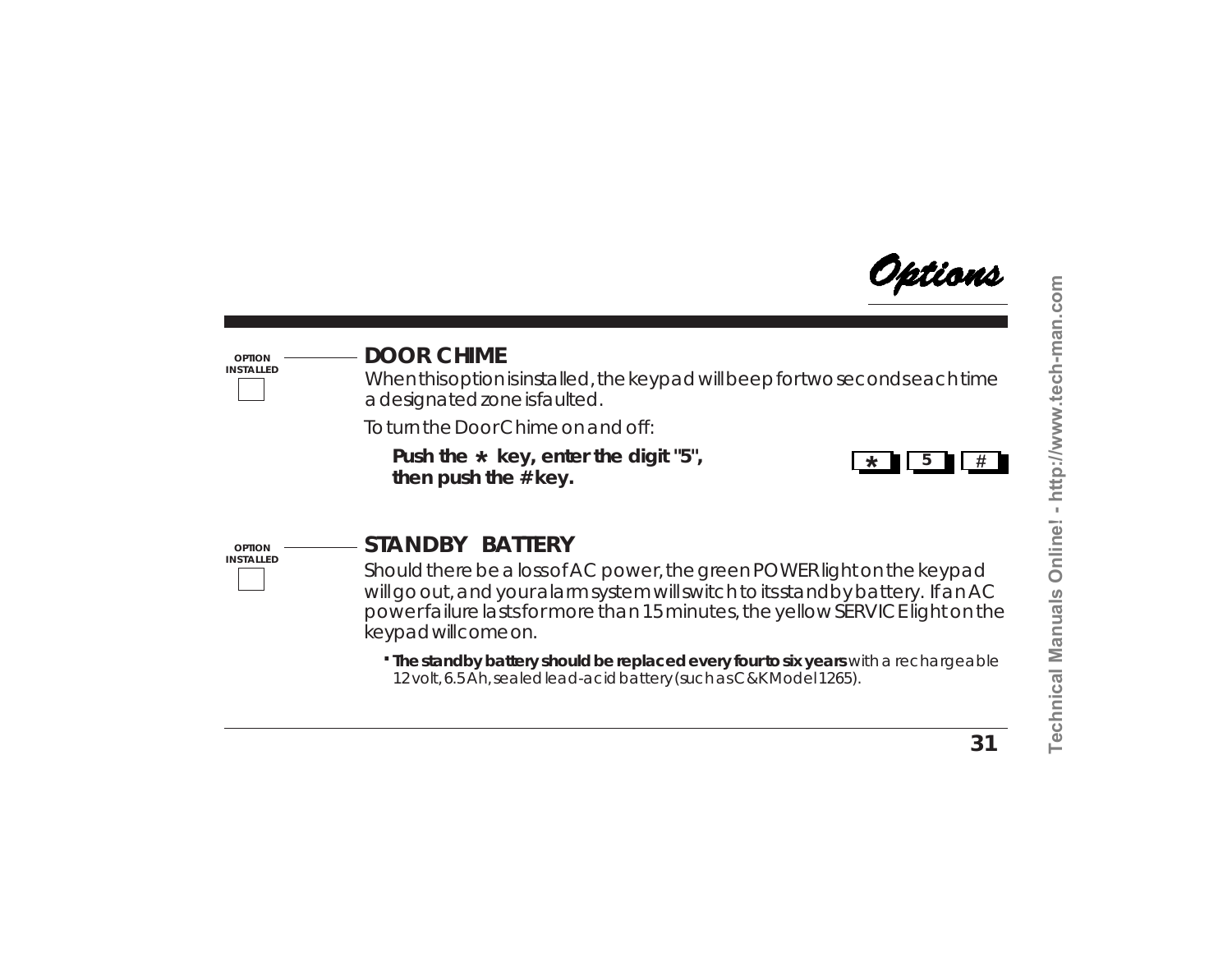# Options

OPTION INSTALLED

## DOOR CHIME

When this option is installed, the keypad will beep for two seconds each time a designated zone is faulted.

To turn the Door Chime on and off:

**Push the * key, enter the digit "5", then push the # key.**

* 5 #

OPTION INSTALLED

## STANDBY BATTERY

Should there be a loss of AC power, the green POWER light on the keypad will go out, and your alarm system will switch to its standby battery. If an AC power failure lasts for more than 15 minutes, the yellow SERVICE light on the keypad will come on.

- **The standby battery should be replaced every four to six years** with a rechargeable 12 volt, 6.5 Ah, sealed lead-acid battery (such as C&K Model 1265).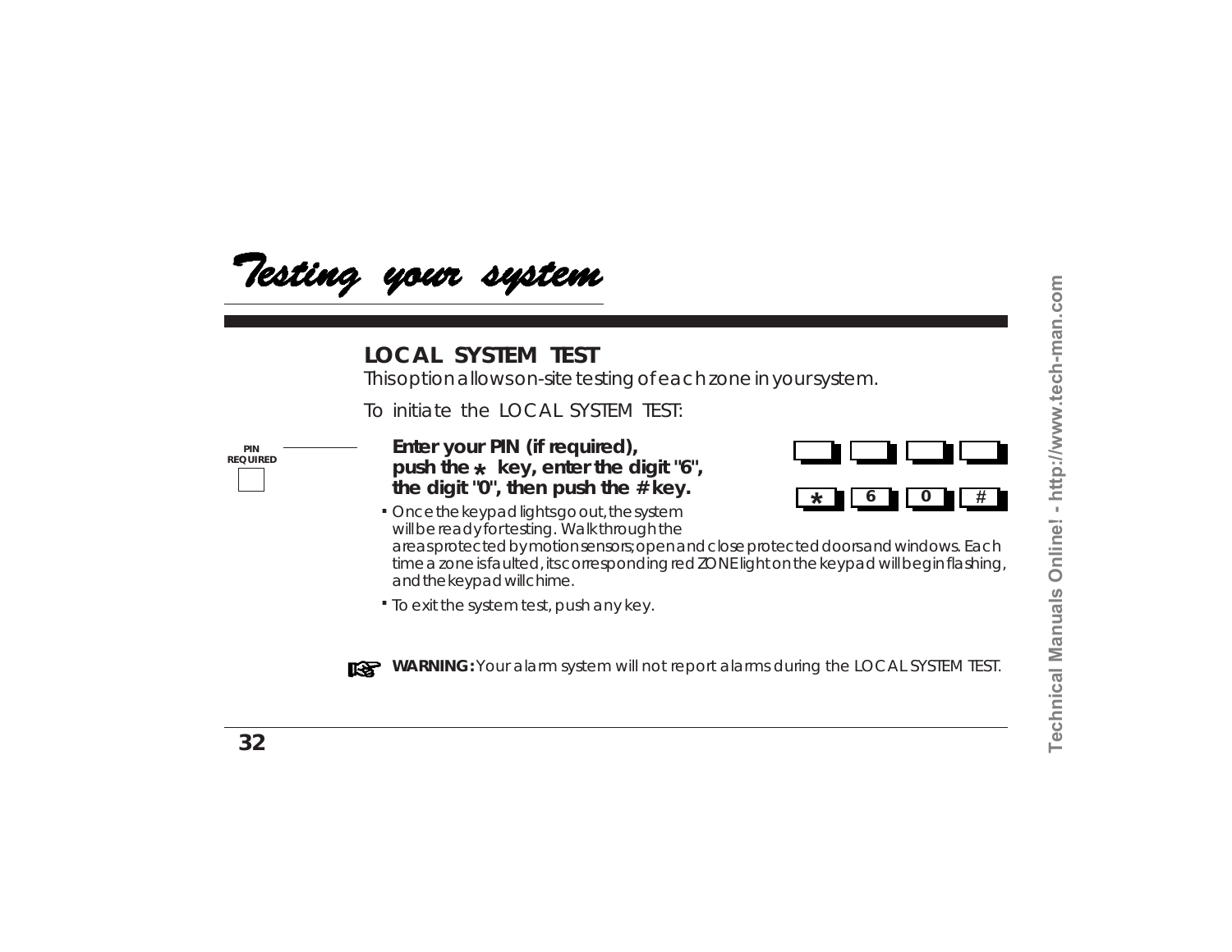# Testing your system

## LOCAL SYSTEM TEST

This option allows on-site testing of each zone in your system.

To initiate the LOCAL SYSTEM TEST:

PIN REQUIRED

**Enter your PIN (if required), push the * key, enter the digit "6", the digit "0", then push the # key.**

* 6 0 #

- Once the keypad lights go out, the system will be ready for testing. Walk through the areas protected by motion sensors; open and close protected doors and windows. Each time a zone is faulted, its corresponding red ZONE light on the keypad will begin flashing, and the keypad will chime.
- To exit the system test, push any key.

**WARNING:** Your alarm system will not report alarms during the LOCAL SYSTEM TEST.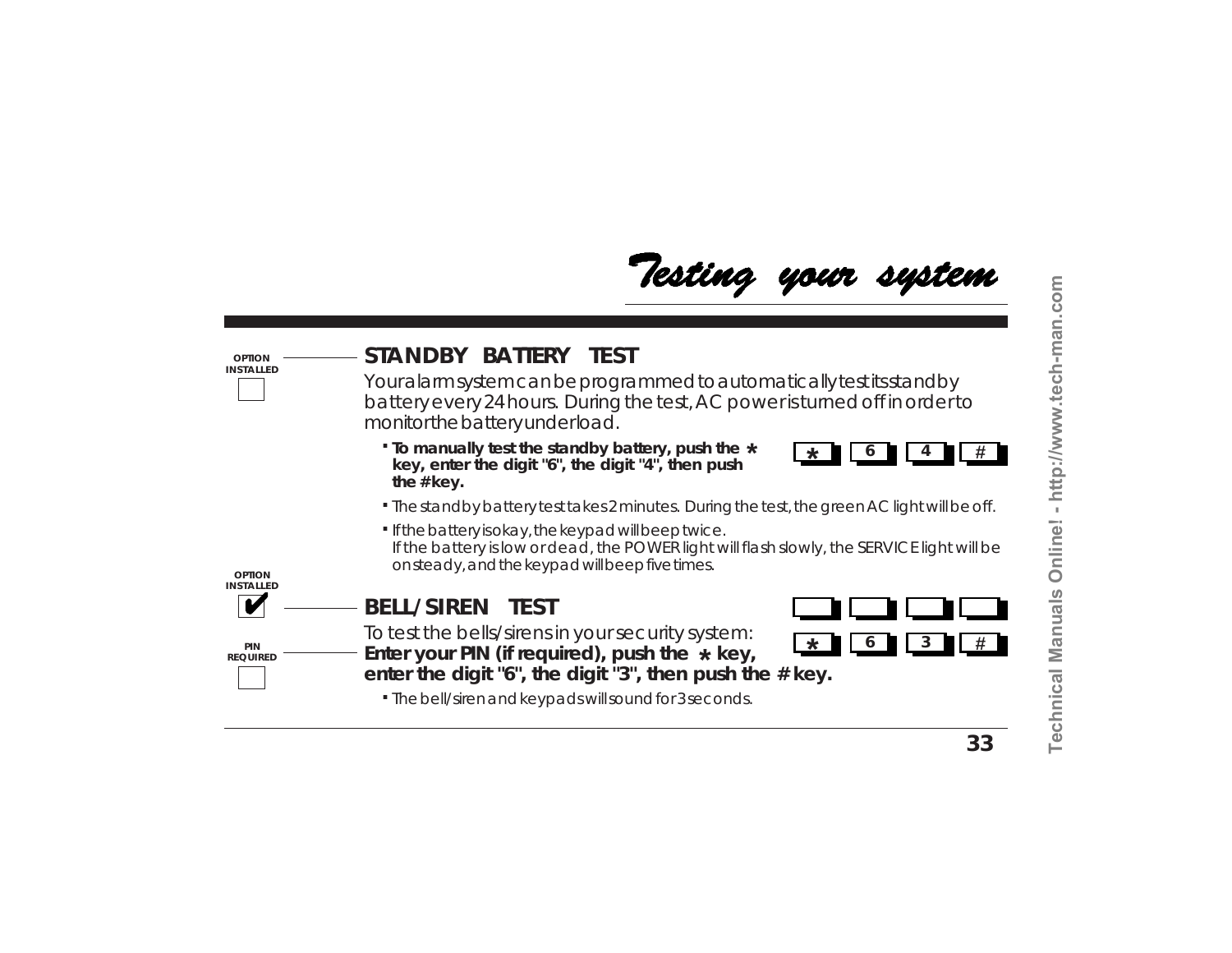# Testing your system

OPTION INSTALLED ☐

## STANDBY BATTERY TEST

Your alarm system can be programmed to automatically test its standby battery every 24 hours. During the test, AC power is turned off in order to monitor the battery under load.

- **To manually test the standby battery, push the * key, enter the digit "6", the digit "4", then push the # key.**

  * 6 4 #

- The standby battery test takes 2 minutes. During the test, the green AC light will be off.
- If the battery is okay, the keypad will beep twice.
  If the battery is low or dead, the POWER light will flash slowly, the SERVICE light will be on steady, and the keypad will beep five times.

OPTION INSTALLED ✔

PIN REQUIRED ☐

## BELL/SIREN TEST

To test the bells/sirens in your security system:
**Enter your PIN (if required), push the * key, enter the digit "6", the digit "3", then push the # key.**

☐ ☐ ☐ ☐
* 6 3 #

- The bell/siren and keypads will sound for 3 seconds.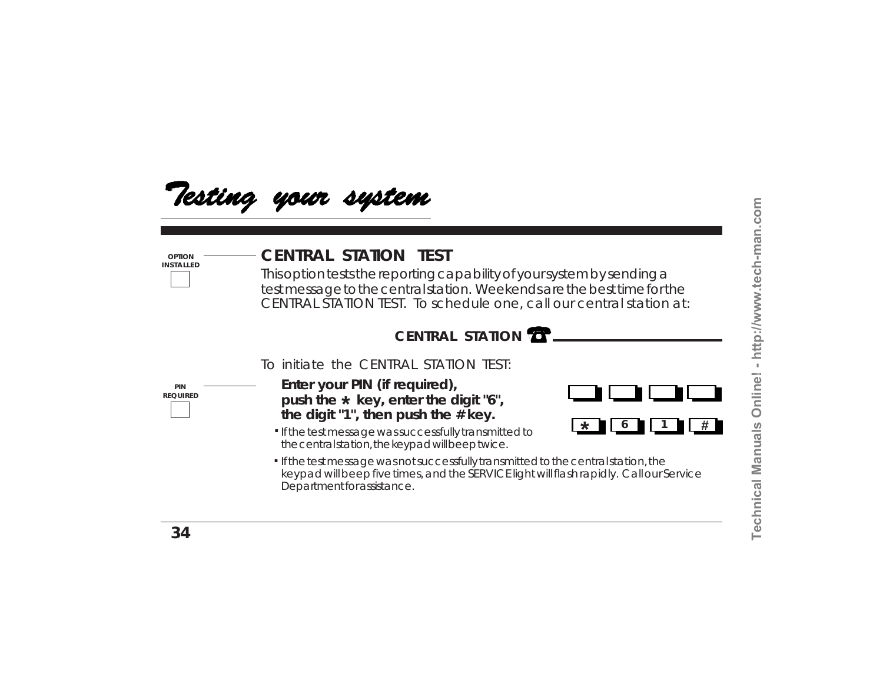# Testing your system

OPTION INSTALLED

## CENTRAL STATION TEST

This option tests the reporting capability of your system by sending a test message to the central station. Weekends are the best time for the CENTRAL STATION TEST. To schedule one, call our central station at:

**CENTRAL STATION ☎** ____________________

To initiate the CENTRAL STATION TEST:

PIN REQUIRED

**Enter your PIN (if required), push the * key, enter the digit "6", the digit "1", then push the # key.**

[ ] [ ] [ ] [ ]

[*] [6] [1] [#]

- If the test message was successfully transmitted to the central station, the keypad will beep twice.
- If the test message was not successfully transmitted to the central station, the keypad will beep five times, and the SERVICE light will flash rapidly. Call our Service Department for assistance.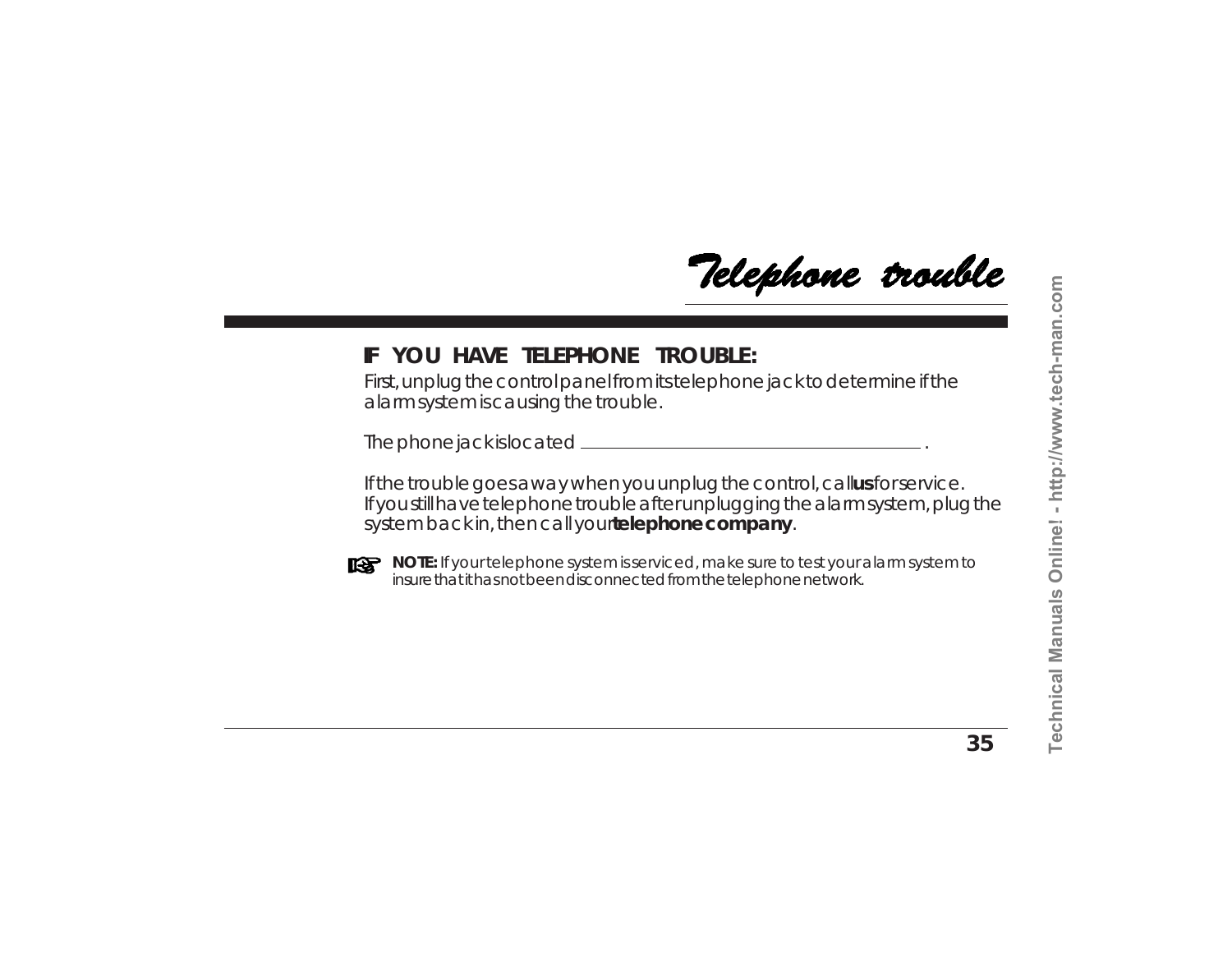# Telephone trouble

**IF YOU HAVE TELEPHONE TROUBLE:**

First, unplug the control panel from its telephone jack to determine if the alarm system is causing the trouble.

The phone jack is located \_\_\_\_\_\_\_\_\_\_\_\_\_\_\_\_\_\_\_\_\_\_\_\_\_\_\_\_\_\_\_\_\_\_\_\_ .

If the trouble goes away when you unplug the control, call **us** for service. If you still have telephone trouble after unplugging the alarm system, plug the system back in, then call your **telephone company**.

**NOTE:** If your telephone system is serviced, make sure to test your alarm system to insure that it has not been disconnected from the telephone network.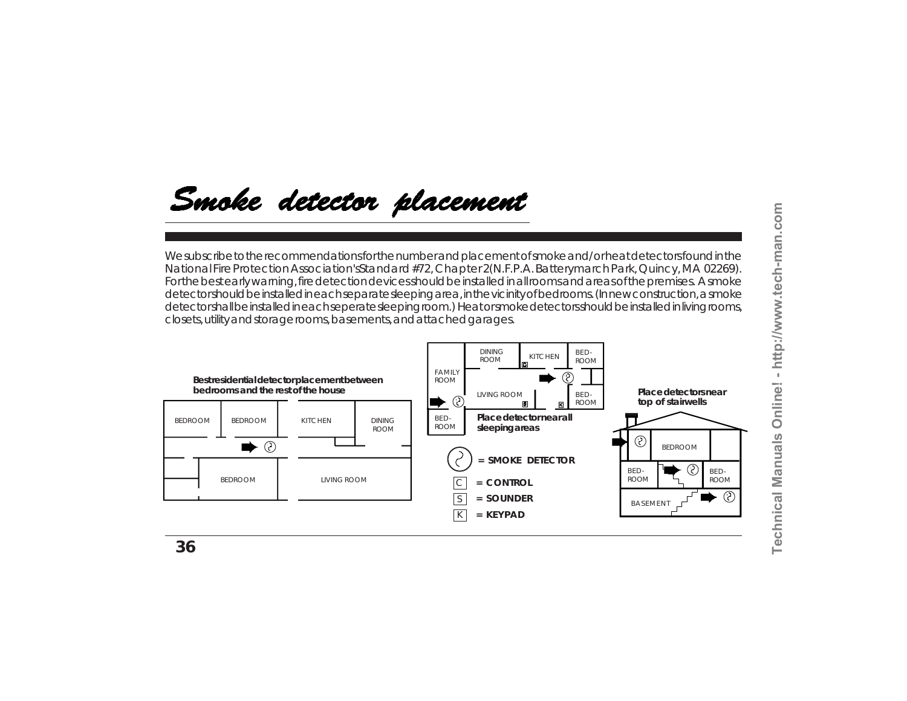# Smoke detector placement

We subscribe to the recommendations for the number and placement of smoke and/or heat detectors found in the National Fire Protection Association's Standard #72, Chapter 2 (N.F.P.A. Batterymarch Park, Quincy, MA 02269). For the best early warning, fire detection devices should be installed in all rooms and areas of the premises. A smoke detector should be installed in each separate sleeping area, in the vicinity of bedrooms. (In new construction, a smoke detector shall be installed in each seperate sleeping room.) Heat or smoke detectors should be installed in living rooms, closets, utility and storage rooms, basements, and attached garages.

**Best residential detector placement between bedrooms and the rest of the house**

BEDROOM · BEDROOM · KITCHEN · DINING ROOM · BEDROOM · LIVING ROOM

DINING ROOM · KITCHEN · BED-ROOM · FAMILY ROOM · LIVING ROOM · BED-ROOM · BED-ROOM

**Place detector near all sleeping areas**

**= SMOKE DETECTOR**

C **= CONTROL**

S **= SOUNDER**

K **= KEYPAD**

**Place detectors near top of stairwells**

BEDROOM · BED-ROOM · BED-ROOM · BASEMENT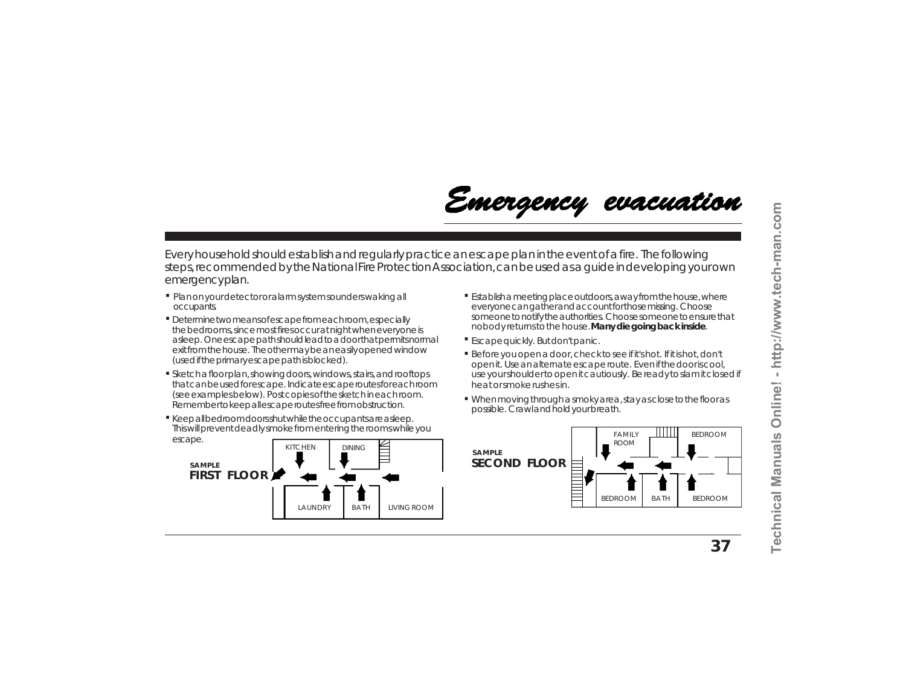# *Emergency evacuation*

Every household should establish and regularly practice an escape plan in the event of a fire. The following steps, recommended by the National Fire Protection Association, can be used as a guide in developing your own emergency plan.

- Plan on your detector or alarm system sounders waking all occupants.
- Determine two means of escape from each room, especially the bedrooms, since most fires occur at night when everyone is asleep. One escape path should lead to a door that permits normal exit from the house. The other may be an easily opened window (used if the primary escape path is blocked).
- Sketch a floor plan, showing doors, windows, stairs, and rooftops that can be used for escape. Indicate escape routes for each room (see examples below). Post copies of the sketch in each room. Remember to keep all escape routes free from obstruction.
- Keep all bedroom doors shut while the occupants are asleep. This will prevent deadly smoke from entering the rooms while you escape.
- Establish a meeting place outdoors, away from the house, where everyone can gather and account for those missing. Choose someone to notify the authorities. Choose someone to ensure that nobody returns to the house. **Many die going back inside**.
- Escape quickly. But don't panic.
- Before you open a door, check to see if it's hot. If it is hot, don't open it. Use an alternate escape route. Even if the door is cool, use your shoulder to open it cautiously. Be ready to slam it closed if heat or smoke rushes in.
- When moving through a smoky area, stay as close to the floor as possible. Crawl and hold your breath.

**SAMPLE FIRST FLOOR**

KITCHEN, DINING, LAUNDRY, BATH, LIVING ROOM

**SAMPLE SECOND FLOOR**

FAMILY ROOM, BEDROOM, BEDROOM, BATH, BEDROOM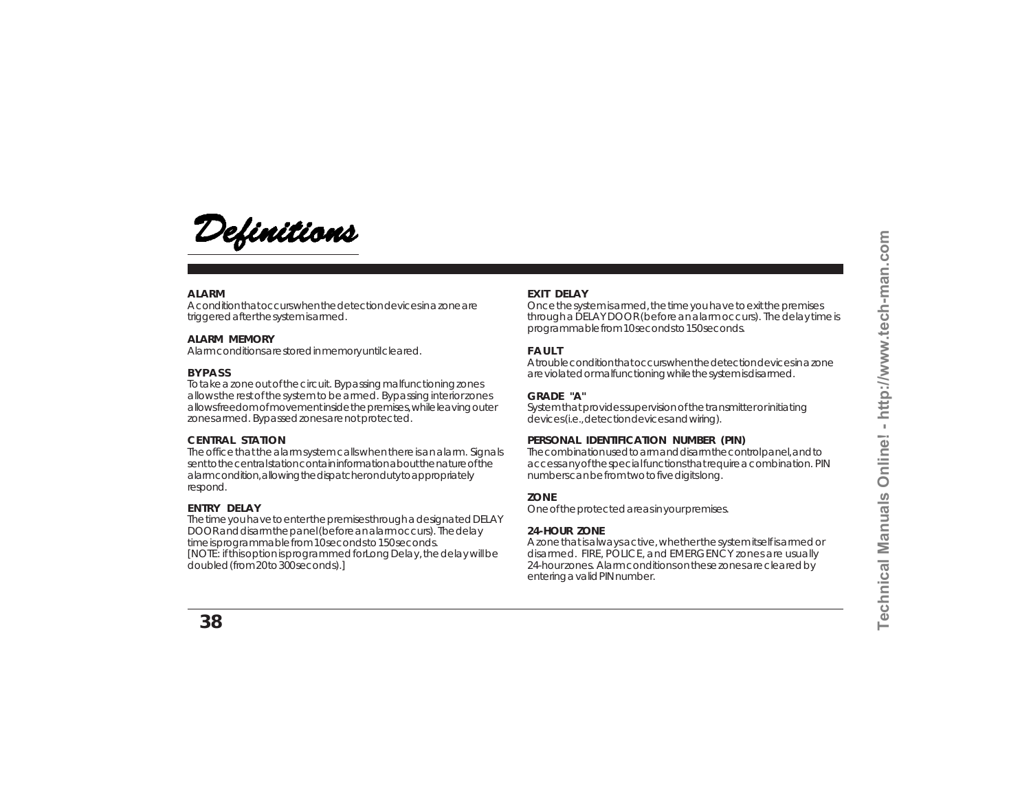# Definitions

**ALARM**
A condition that occurs when the detection devices in a zone are triggered after the system is armed.

**ALARM MEMORY**
Alarm conditions are stored in memory until cleared.

**BYPASS**
To take a zone out of the circuit. Bypassing malfunctioning zones allows the rest of the system to be armed. Bypassing interior zones allows freedom of movement inside the premises, while leaving outer zones armed. Bypassed zones are not protected.

**CENTRAL STATION**
The office that the alarm system calls when there is an alarm. Signals sent to the central station contain information about the nature of the alarm condition, allowing the dispatcher on duty to appropriately respond.

**ENTRY DELAY**
The time you have to enter the premises through a designated DELAY DOOR and disarm the panel (before an alarm occurs). The delay time is programmable from 10 seconds to 150 seconds.
[NOTE: if this option is programmed for Long Delay, the delay will be doubled (from 20 to 300 seconds).]

**EXIT DELAY**
Once the system is armed, the time you have to exit the premises through a DELAY DOOR (before an alarm occurs). The delay time is programmable from 10 seconds to 150 seconds.

**FAULT**
A trouble condition that occurs when the detection devices in a zone are violated or malfunctioning while the system is disarmed.

**GRADE "A"**
System that provides supervision of the transmitter or initiating devices (i.e., detection devices and wiring).

**PERSONAL IDENTIFICATION NUMBER (PIN)**
The combination used to arm and disarm the control panel, and to access any of the special functions that require a combination. PIN numbers can be from two to five digits long.

**ZONE**
One of the protected areas in your premises.

**24-HOUR ZONE**
A zone that is always active, whether the system itself is armed or disarmed. FIRE, POLICE, and EMERGENCY zones are usually 24-hour zones. Alarm conditions on these zones are cleared by entering a valid PIN number.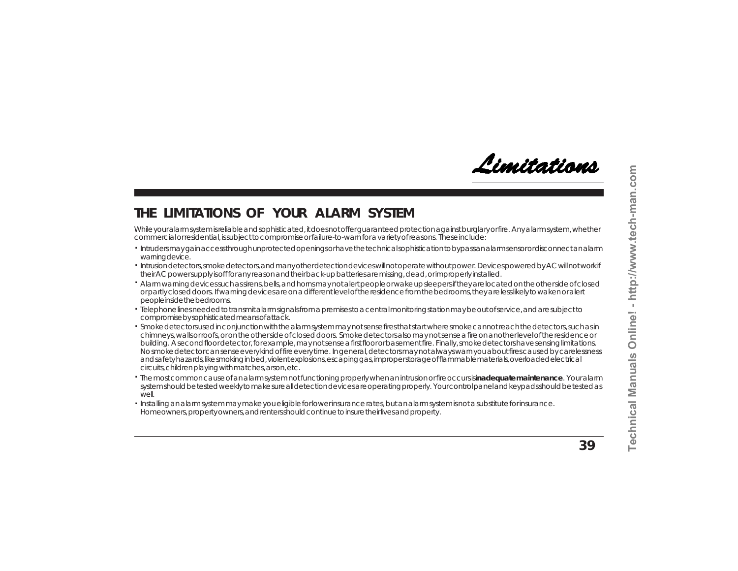# Limitations

## THE LIMITATIONS OF YOUR ALARM SYSTEM

While your alarm system is reliable and sophisticated, it does not offer guaranteed protection against burglary or fire. Any alarm system, whether commercial or residential, is subject to compromise or failure-to-warn for a variety of reasons. These include:

- Intruders may gain access through unprotected openings or have the technical sophistication to bypass an alarm sensor or disconnect an alarm warning device.
- Intrusion detectors, smoke detectors, and many other detection devices will not operate without power. Devices powered by AC will not work if their AC power supply is off for any reason and their back-up batteries are missing, dead, or improperly installed.
- Alarm warning devices such as sirens, bells, and horns may not alert people or wake up sleepers if they are located on the other side of closed or partly closed doors. If warning devices are on a different level of the residence from the bedrooms, they are less likely to waken or alert people inside the bedrooms.
- Telephone lines needed to transmit alarm signals from a premises to a central monitoring station may be out of service, and are subject to compromise by sophisticated means of attack.
- Smoke detectors used in conjunction with the alarm system may not sense fires that start where smoke cannot reach the detectors, such as in chimneys, walls or roofs, or on the other side of closed doors. Smoke detectors also may not sense a fire on another level of the residence or building. A second floor detector, for example, may not sense a first floor or basement fire. Finally, smoke detectors have sensing limitations. No smoke detector can sense every kind of fire every time. In general, detectors may not always warn you about fires caused by carelessness and safety hazards, like smoking in bed, violent explosions, escaping gas, improper storage of flammable materials, overloaded electrical circuits, children playing with matches, arson, etc.
- The most common cause of an alarm system not functioning properly when an intrusion or fire occurs is **inadequate maintenance**. Your alarm system should be tested weekly to make sure all detection devices are operating properly. Your control panel and keypads should be tested as well.
- Installing an alarm system may make you eligible for lower insurance rates, but an alarm system is not a substitute for insurance. Homeowners, property owners, and renters should continue to insure their lives and property.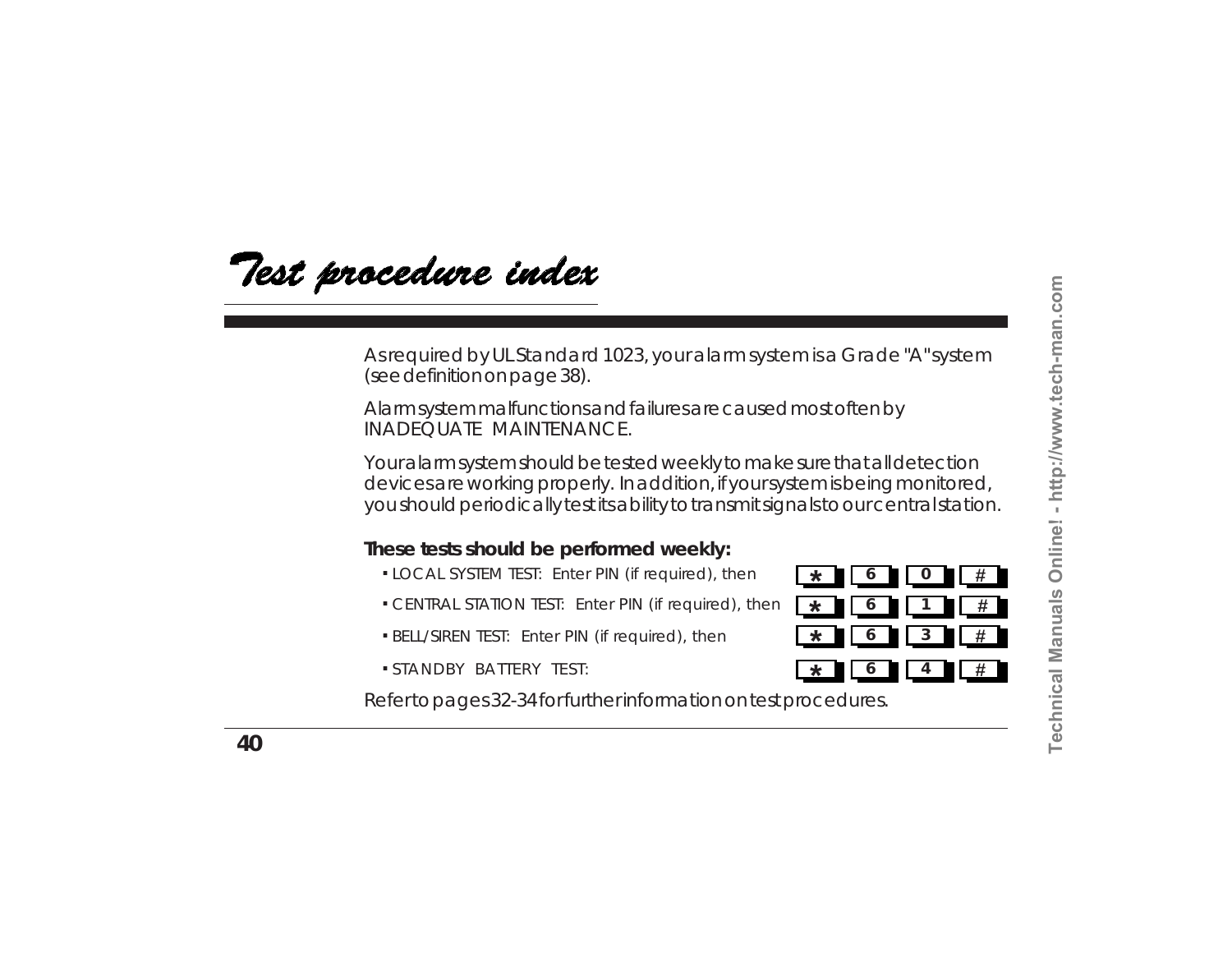# Test procedure index

As required by UL Standard 1023, your alarm system is a Grade "A" system (see definition on page 38).

Alarm system malfunctions and failures are caused most often by INADEQUATE MAINTENANCE.

Your alarm system should be tested weekly to make sure that all detection devices are working properly. In addition, if your system is being monitored, you should periodically test its ability to transmit signals to our central station.

**These tests should be performed weekly:**

- LOCAL SYSTEM TEST: Enter PIN (if required), then * 6 0 #
- CENTRAL STATION TEST: Enter PIN (if required), then * 6 1 #
- BELL/SIREN TEST: Enter PIN (if required), then * 6 3 #
- STANDBY BATTERY TEST: * 6 4 #

Refer to pages 32-34 for further information on test procedures.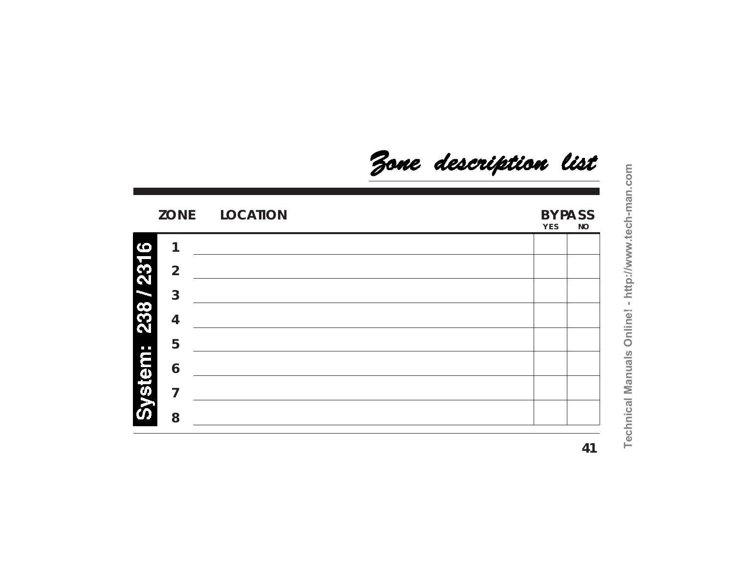# Zone description list

**System: 238 / 2316**

| ZONE | LOCATION | BYPASS YES | BYPASS NO |
|---|---|---|---|
| 1 | | | |
| 2 | | | |
| 3 | | | |
| 4 | | | |
| 5 | | | |
| 6 | | | |
| 7 | | | |
| 8 | | | |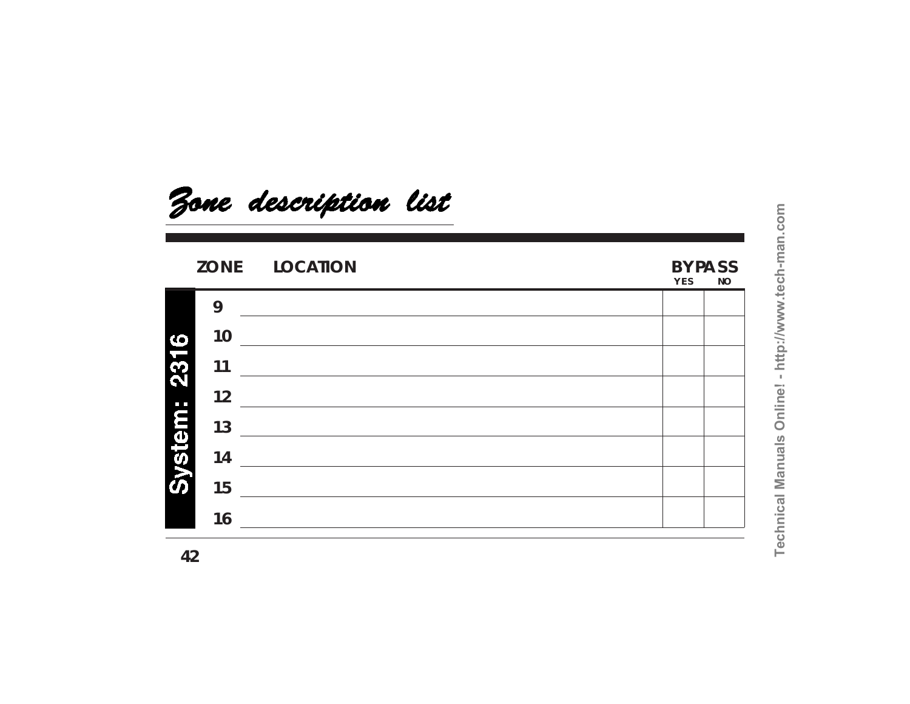# *Zone description list*

System: 2316

| ZONE | LOCATION | BYPASS YES | BYPASS NO |
|---|---|---|---|
| 9 | | | |
| 10 | | | |
| 11 | | | |
| 12 | | | |
| 13 | | | |
| 14 | | | |
| 15 | | | |
| 16 | | | |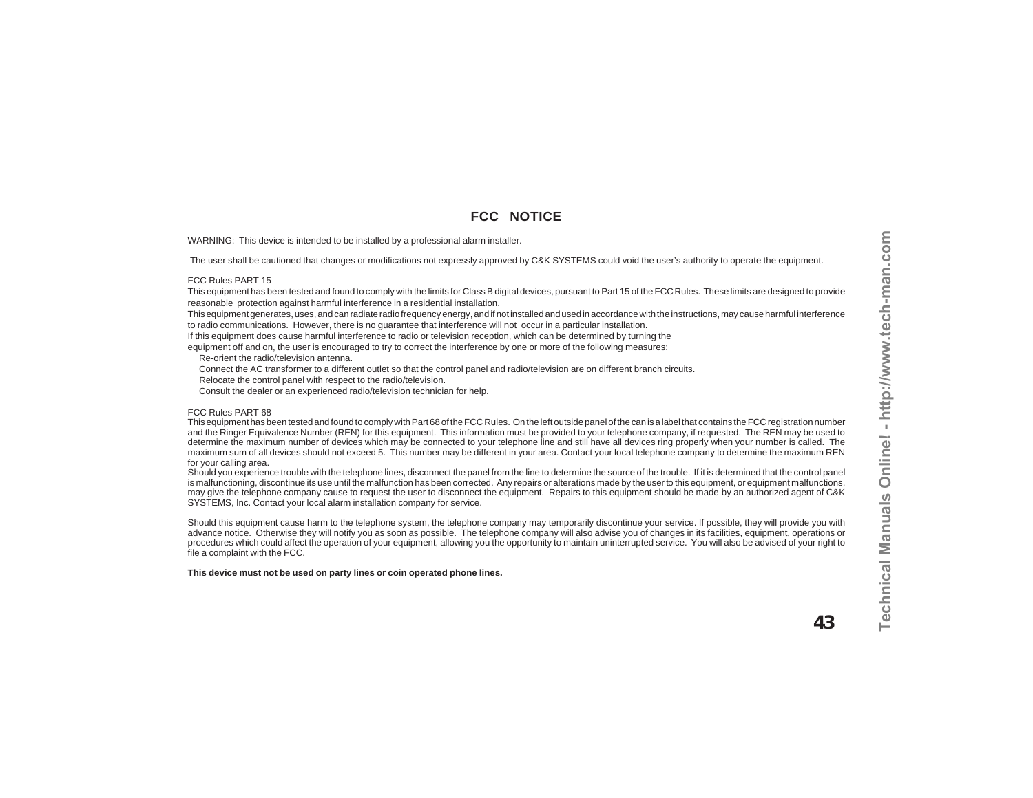# FCC NOTICE

WARNING: This device is intended to be installed by a professional alarm installer.

The user shall be cautioned that changes or modifications not expressly approved by C&K SYSTEMS could void the user's authority to operate the equipment.

FCC Rules PART 15

This equipment has been tested and found to comply with the limits for Class B digital devices, pursuant to Part 15 of the FCC Rules. These limits are designed to provide reasonable protection against harmful interference in a residential installation.

This equipment generates, uses, and can radiate radio frequency energy, and if not installed and used in accordance with the instructions, may cause harmful interference to radio communications. However, there is no guarantee that interference will not occur in a particular installation.

If this equipment does cause harmful interference to radio or television reception, which can be determined by turning the equipment off and on, the user is encouraged to try to correct the interference by one or more of the following measures:

- Re-orient the radio/television antenna.
- Connect the AC transformer to a different outlet so that the control panel and radio/television are on different branch circuits.
- Relocate the control panel with respect to the radio/television.
- Consult the dealer or an experienced radio/television technician for help.

FCC Rules PART 68

This equipment has been tested and found to comply with Part 68 of the FCC Rules. On the left outside panel of the can is a label that contains the FCC registration number and the Ringer Equivalence Number (REN) for this equipment. This information must be provided to your telephone company, if requested. The REN may be used to determine the maximum number of devices which may be connected to your telephone line and still have all devices ring properly when your number is called. The maximum sum of all devices should not exceed 5. This number may be different in your area. Contact your local telephone company to determine the maximum REN for your calling area.

Should you experience trouble with the telephone lines, disconnect the panel from the line to determine the source of the trouble. If it is determined that the control panel is malfunctioning, discontinue its use until the malfunction has been corrected. Any repairs or alterations made by the user to this equipment, or equipment malfunctions, may give the telephone company cause to request the user to disconnect the equipment. Repairs to this equipment should be made by an authorized agent of C&K SYSTEMS, Inc. Contact your local alarm installation company for service.

Should this equipment cause harm to the telephone system, the telephone company may temporarily discontinue your service. If possible, they will provide you with advance notice. Otherwise they will notify you as soon as possible. The telephone company will also advise you of changes in its facilities, equipment, operations or procedures which could affect the operation of your equipment, allowing you the opportunity to maintain uninterrupted service. You will also be advised of your right to file a complaint with the FCC.

**This device must not be used on party lines or coin operated phone lines.**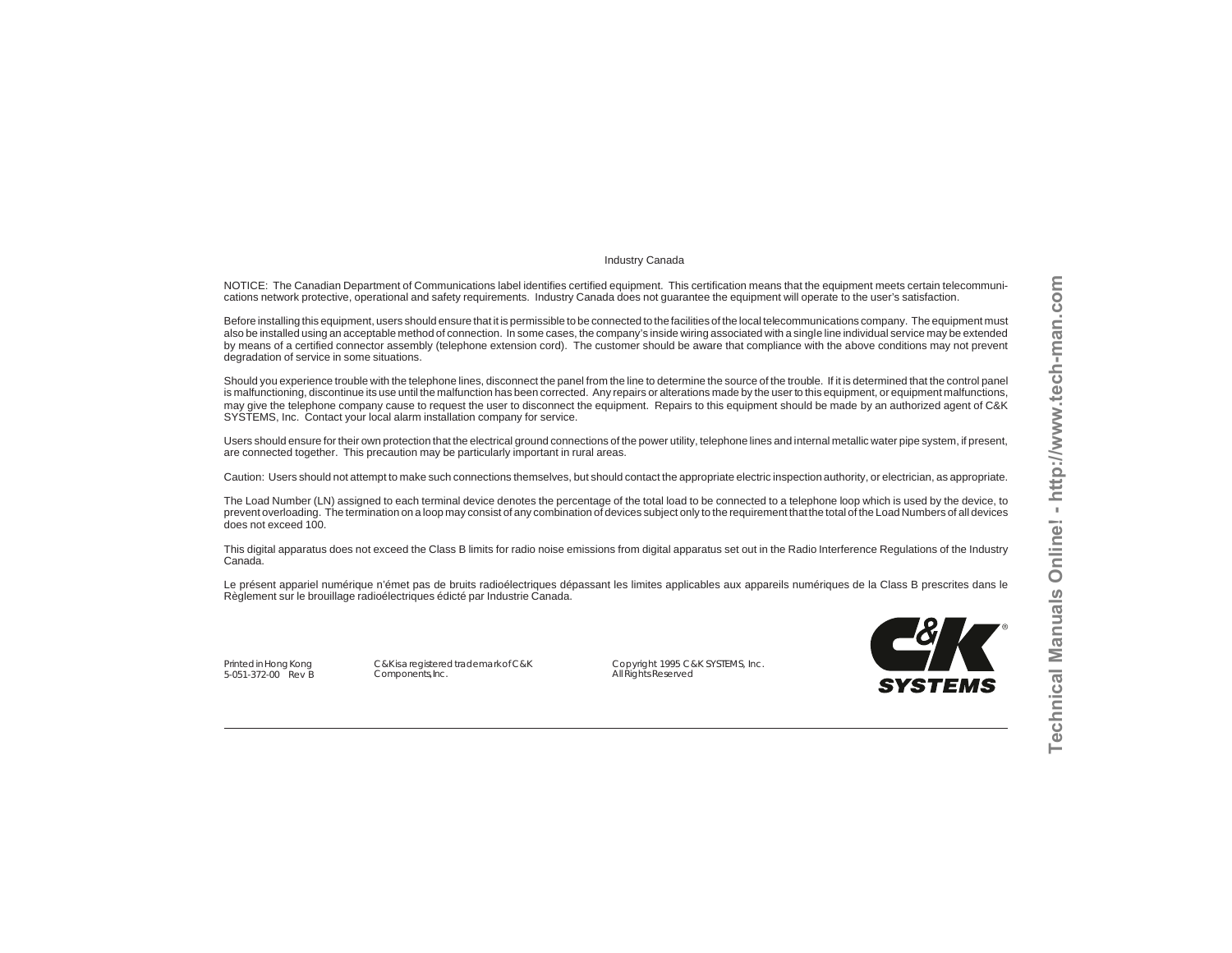Industry Canada

NOTICE: The Canadian Department of Communications label identifies certified equipment. This certification means that the equipment meets certain telecommunications network protective, operational and safety requirements. Industry Canada does not guarantee the equipment will operate to the user's satisfaction.

Before installing this equipment, users should ensure that it is permissible to be connected to the facilities of the local telecommunications company. The equipment must also be installed using an acceptable method of connection. In some cases, the company's inside wiring associated with a single line individual service may be extended by means of a certified connector assembly (telephone extension cord). The customer should be aware that compliance with the above conditions may not prevent degradation of service in some situations.

Should you experience trouble with the telephone lines, disconnect the panel from the line to determine the source of the trouble. If it is determined that the control panel is malfunctioning, discontinue its use until the malfunction has been corrected. Any repairs or alterations made by the user to this equipment, or equipment malfunctions, may give the telephone company cause to request the user to disconnect the equipment. Repairs to this equipment should be made by an authorized agent of C&K SYSTEMS, Inc. Contact your local alarm installation company for service.

Users should ensure for their own protection that the electrical ground connections of the power utility, telephone lines and internal metallic water pipe system, if present, are connected together. This precaution may be particularly important in rural areas.

Caution: Users should not attempt to make such connections themselves, but should contact the appropriate electric inspection authority, or electrician, as appropriate.

The Load Number (LN) assigned to each terminal device denotes the percentage of the total load to be connected to a telephone loop which is used by the device, to prevent overloading. The termination on a loop may consist of any combination of devices subject only to the requirement that the total of the Load Numbers of all devices does not exceed 100.

This digital apparatus does not exceed the Class B limits for radio noise emissions from digital apparatus set out in the Radio Interference Regulations of the Industry Canada.

Le présent appariel numérique n'émet pas de bruits radioélectriques dépassant les limites applicables aux appareils numériques de la Class B prescrites dans le Règlement sur le brouillage radioélectriques édicté par Industrie Canada.

Printed in Hong Kong
5-051-372-00 Rev B

C&K is a registered trademark of C&K Components, Inc.

Copyright 1995 C&K SYSTEMS, Inc.
All Rights Reserved

C&K® SYSTEMS